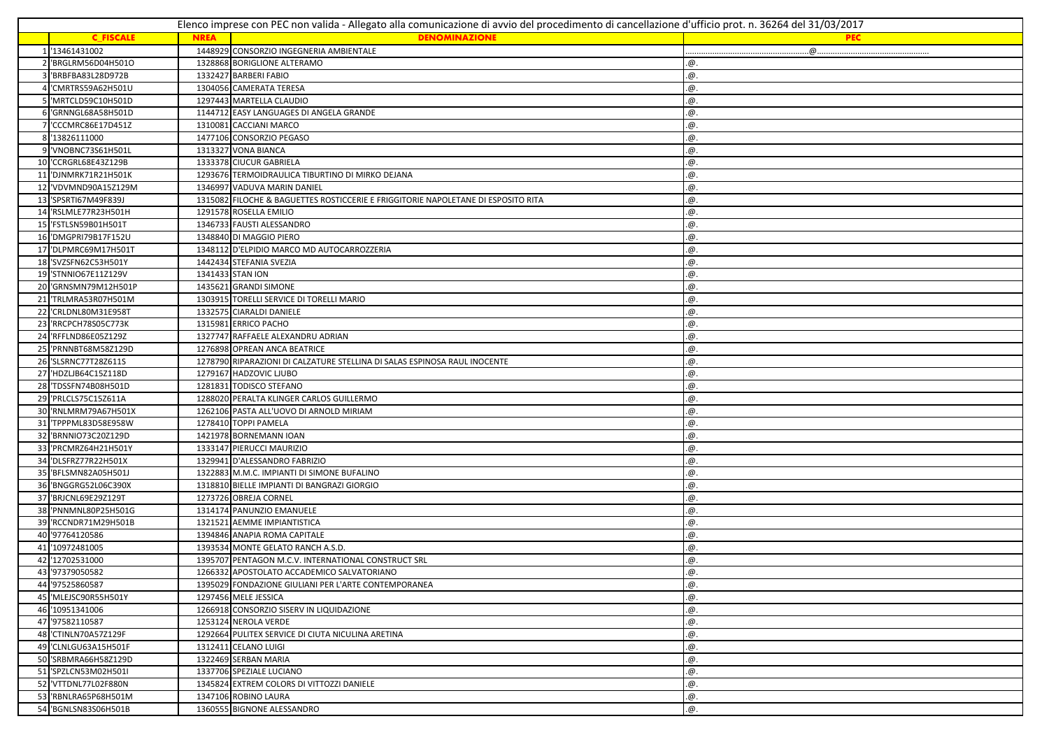Elenco imprese con PEC non valida - Allegato alla comunicazione di avvio del procedimento di cancellazione d'ufficio prot. n. 36264 del 31/03/2017

| | C_FISCALE | NREA | DENOMINAZIONE | PEC |
|---|---|---|---|---|
| 1 | '13461431002 | 1448929 | CONSORZIO INGEGNERIA AMBIENTALE | ........................................................@.................................................. |
| 2 | 'BRGLRM56D04H501O | 1328868 | BORIGLIONE ALTERAMO | .@. |
| 3 | 'BRBFBA83L28D972B | 1332427 | BARBERI FABIO | .@. |
| 4 | 'CMRTRS59A62H501U | 1304056 | CAMERATA TERESA | .@. |
| 5 | 'MRTCLD59C10H501D | 1297443 | MARTELLA CLAUDIO | .@. |
| 6 | 'GRNNGL68A58H501D | 1144712 | EASY LANGUAGES DI ANGELA GRANDE | .@. |
| 7 | 'CCCMRC86E17D451Z | 1310081 | CACCIANI MARCO | .@. |
| 8 | '13826111000 | 1477106 | CONSORZIO PEGASO | .@. |
| 9 | 'VNOBNC73S61H501L | 1313327 | VONA BIANCA | .@. |
| 10 | 'CCRGRL68E43Z129B | 1333378 | CIUCUR GABRIELA | .@. |
| 11 | 'DJNMRK71R21H501K | 1293676 | TERMOIDRAULICA TIBURTINO DI MIRKO DEJANA | .@. |
| 12 | 'VDVMND90A15Z129M | 1346997 | VADUVA MARIN DANIEL | .@. |
| 13 | 'SPSRTI67M49F839J | 1315082 | FILOCHE & BAGUETTES ROSTICCERIE E FRIGGITORIE NAPOLETANE DI ESPOSITO RITA | .@. |
| 14 | 'RSLMLE77R23H501H | 1291578 | ROSELLA EMILIO | .@. |
| 15 | 'FSTLSN59B01H501T | 1346733 | FAUSTI ALESSANDRO | .@. |
| 16 | 'DMGPRI79B17F152U | 1348840 | DI MAGGIO PIERO | .@. |
| 17 | 'DLPMRC69M17H501T | 1348112 | D'ELPIDIO MARCO MD AUTOCARROZZERIA | .@. |
| 18 | 'SVZSFN62C53H501Y | 1442434 | STEFANIA SVEZIA | .@. |
| 19 | 'STNNIO67E11Z129V | 1341433 | STAN ION | .@. |
| 20 | 'GRNSMN79M12H501P | 1435621 | GRANDI SIMONE | .@. |
| 21 | 'TRLMRA53R07H501M | 1303915 | TORELLI SERVICE DI TORELLI MARIO | .@. |
| 22 | 'CRLDNL80M31E958T | 1332575 | CIARALDI DANIELE | .@. |
| 23 | 'RRCPCH78S05C773K | 1315981 | ERRICO PACHO | .@. |
| 24 | 'RFFLND86E05Z129Z | 1327747 | RAFFAELE ALEXANDRU ADRIAN | .@. |
| 25 | 'PRNNBT68M58Z129D | 1276898 | OPREAN ANCA BEATRICE | .@. |
| 26 | 'SLSRNC77T28Z611S | 1278790 | RIPARAZIONI DI CALZATURE STELLINA DI SALAS ESPINOSA RAUL INOCENTE | .@. |
| 27 | 'HDZLJB64C15Z118D | 1279167 | HADZOVIC LJUBO | .@. |
| 28 | 'TDSSFN74B08H501D | 1281831 | TODISCO STEFANO | .@. |
| 29 | 'PRLCLS75C15Z611A | 1288020 | PERALTA KLINGER CARLOS GUILLERMO | .@. |
| 30 | 'RNLMRM79A67H501X | 1262106 | PASTA ALL'UOVO DI ARNOLD MIRIAM | .@. |
| 31 | 'TPPPML83D58E958W | 1278410 | TOPPI PAMELA | .@. |
| 32 | 'BRNNIO73C20Z129D | 1421978 | BORNEMANN IOAN | .@. |
| 33 | 'PRCMRZ64H21H501Y | 1333147 | PIERUCCI MAURIZIO | .@. |
| 34 | 'DLSFRZ77R22H501X | 1329941 | D'ALESSANDRO FABRIZIO | .@. |
| 35 | 'BFLSMN82A05H501J | 1322883 | M.M.C. IMPIANTI DI SIMONE BUFALINO | .@. |
| 36 | 'BNGGRG52L06C390X | 1318810 | BIELLE IMPIANTI DI BANGRAZI GIORGIO | .@. |
| 37 | 'BRJCNL69E29Z129T | 1273726 | OBREJA CORNEL | .@. |
| 38 | 'PNNMNL80P25H501G | 1314174 | PANUNZIO EMANUELE | .@. |
| 39 | 'RCCNDR71M29H501B | 1321521 | AEMME IMPIANTISTICA | .@. |
| 40 | '97764120586 | 1394846 | ANAPIA ROMA CAPITALE | .@. |
| 41 | '10972481005 | 1393534 | MONTE GELATO RANCH A.S.D. | .@. |
| 42 | '12702531000 | 1395707 | PENTAGON M.C.V. INTERNATIONAL CONSTRUCT SRL | .@. |
| 43 | '97379050582 | 1266332 | APOSTOLATO ACCADEMICO SALVATORIANO | .@. |
| 44 | '97525860587 | 1395029 | FONDAZIONE GIULIANI PER L'ARTE CONTEMPORANEA | .@. |
| 45 | 'MLEJSC90R55H501Y | 1297456 | MELE JESSICA | .@. |
| 46 | '10951341006 | 1266918 | CONSORZIO SISERV IN LIQUIDAZIONE | .@. |
| 47 | '97582110587 | 1253124 | NEROLA VERDE | .@. |
| 48 | 'CTINLN70A57Z129F | 1292664 | PULITEX SERVICE DI CIUTA NICULINA ARETINA | .@. |
| 49 | 'CLNLGU63A15H501F | 1312411 | CELANO LUIGI | .@. |
| 50 | 'SRBMRA66H58Z129D | 1322469 | SERBAN MARIA | .@. |
| 51 | 'SPZLCN53M02H501I | 1337706 | SPEZIALE LUCIANO | .@. |
| 52 | 'VTTDNL77L02F880N | 1345824 | EXTREM COLORS DI VITTOZZI DANIELE | .@. |
| 53 | 'RBNLRA65P68H501M | 1347106 | ROBINO LAURA | .@. |
| 54 | 'BGNLSN83S06H501B | 1360555 | BIGNONE ALESSANDRO | .@. |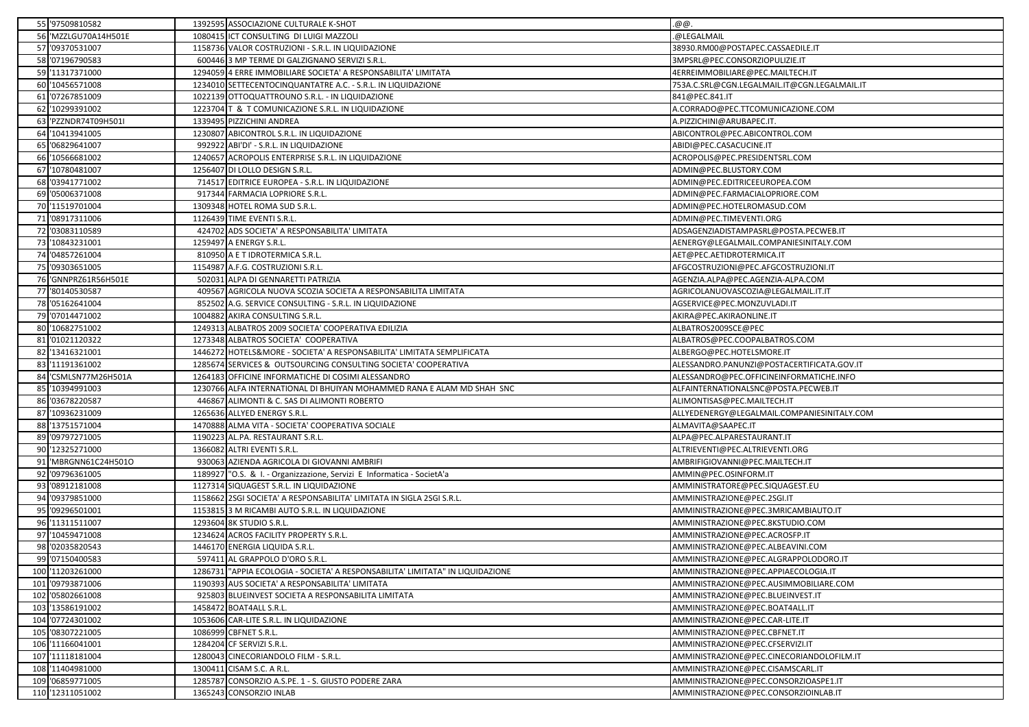| | | | | |
|---|---|---|---|---|
| 55 | '97509810582 | 1392595 | ASSOCIAZIONE CULTURALE K-SHOT | .@@. |
| 56 | 'MZZLGU70A14H501E | 1080415 | ICT CONSULTING DI LUIGI MAZZOLI | .@LEGALMAIL |
| 57 | '09370531007 | 1158736 | VALOR COSTRUZIONI - S.R.L. IN LIQUIDAZIONE | 38930.RM00@POSTAPEC.CASSAEDILE.IT |
| 58 | '07196790583 | 600446 | 3 MP TERME DI GALZIGNANO SERVIZI S.R.L. | 3MPSRL@PEC.CONSORZIOPULIZIE.IT |
| 59 | '11317371000 | 1294059 | 4 ERRE IMMOBILIARE SOCIETA' A RESPONSABILITA' LIMITATA | 4ERREIMMOBILIARE@PEC.MAILTECH.IT |
| 60 | '10456571008 | 1234010 | SETTECENTOCINQUANTATRE A.C. - S.R.L. IN LIQUIDAZIONE | 753A.C.SRL@CGN.LEGALMAIL.IT@CGN.LEGALMAIL.IT |
| 61 | '07267851009 | 1022139 | OTTOQUATTROUNO S.R.L. - IN LIQUIDAZIONE | 841@PEC.841.IT |
| 62 | '10299391002 | 1223704 | T & T COMUNICAZIONE S.R.L. IN LIQUIDAZIONE | A.CORRADO@PEC.TTCOMUNICAZIONE.COM |
| 63 | 'PZZNDR74T09H501I | 1339495 | PIZZICHINI ANDREA | A.PIZZICHINI@ARUBAPEC.IT. |
| 64 | '10413941005 | 1230807 | ABICONTROL S.R.L. IN LIQUIDAZIONE | ABICONTROL@PEC.ABICONTROL.COM |
| 65 | '06829641007 | 992922 | ABI'DI' - S.R.L. IN LIQUIDAZIONE | ABIDI@PEC.CASACUCINE.IT |
| 66 | '10566681002 | 1240657 | ACROPOLIS ENTERPRISE S.R.L. IN LIQUIDAZIONE | ACROPOLIS@PEC.PRESIDENTSRL.COM |
| 67 | '10780481007 | 1256407 | DI LOLLO DESIGN S.R.L. | ADMIN@PEC.BLUSTORY.COM |
| 68 | '03941771002 | 714517 | EDITRICE EUROPEA - S.R.L. IN LIQUIDAZIONE | ADMIN@PEC.EDITRICEEUROPEA.COM |
| 69 | '05006371008 | 917344 | FARMACIA LOPRIORE S.R.L. | ADMIN@PEC.FARMACIALOPRIORE.COM |
| 70 | '11519701004 | 1309348 | HOTEL ROMA SUD S.R.L. | ADMIN@PEC.HOTELROMASUD.COM |
| 71 | '08917311006 | 1126439 | TIME EVENTI S.R.L. | ADMIN@PEC.TIMEVENTI.ORG |
| 72 | '03083110589 | 424702 | ADS SOCIETA' A RESPONSABILITA' LIMITATA | ADSAGENZIADISTAMPASRL@POSTA.PECWEB.IT |
| 73 | '10843231001 | 1259497 | A ENERGY S.R.L. | AENERGY@LEGALMAIL.COMPANIESINITALY.COM |
| 74 | '04857261004 | 810950 | A E T IDROTERMICA S.R.L. | AET@PEC.AETIDROTERMICA.IT |
| 75 | '09303651005 | 1154987 | A.F.G. COSTRUZIONI S.R.L. | AFGCOSTRUZIONI@PEC.AFGCOSTRUZIONI.IT |
| 76 | 'GNNPRZ61R56H501E | 502031 | ALPA DI GENNARETTI PATRIZIA | AGENZIA.ALPA@PEC.AGENZIA-ALPA.COM |
| 77 | '80140530587 | 409567 | AGRICOLA NUOVA SCOZIA SOCIETA A RESPONSABILITA LIMITATA | AGRICOLANUOVASCOZIA@LEGALMAIL.IT.IT |
| 78 | '05162641004 | 852502 | A.G. SERVICE CONSULTING - S.R.L. IN LIQUIDAZIONE | AGSERVICE@PEC.MONZUVLADI.IT |
| 79 | '07014471002 | 1004882 | AKIRA CONSULTING S.R.L. | AKIRA@PEC.AKIRAONLINE.IT |
| 80 | '10682751002 | 1249313 | ALBATROS 2009 SOCIETA' COOPERATIVA EDILIZIA | ALBATROS2009SCE@PEC |
| 81 | '01021120322 | 1273348 | ALBATROS SOCIETA' COOPERATIVA | ALBATROS@PEC.COOPALBATROS.COM |
| 82 | '13416321001 | 1446272 | HOTELS&MORE - SOCIETA' A RESPONSABILITA' LIMITATA SEMPLIFICATA | ALBERGO@PEC.HOTELSMORE.IT |
| 83 | '11191361002 | 1285674 | SERVICES & OUTSOURCING CONSULTING SOCIETA' COOPERATIVA | ALESSANDRO.PANUNZI@POSTACERTIFICATA.GOV.IT |
| 84 | 'CSMLSN77M26H501A | 1264183 | OFFICINE INFORMATICHE DI COSIMI ALESSANDRO | ALESSANDRO@PEC.OFFICINEINFORMATICHE.INFO |
| 85 | '10394991003 | 1230766 | ALFA INTERNATIONAL DI BHUIYAN MOHAMMED RANA E ALAM MD SHAH SNC | ALFAINTERNATIONALSNC@POSTA.PECWEB.IT |
| 86 | '03678220587 | 446867 | ALIMONTI & C. SAS DI ALIMONTI ROBERTO | ALIMONTISAS@PEC.MAILTECH.IT |
| 87 | '10936231009 | 1265636 | ALLYED ENERGY S.R.L. | ALLYEDENERGY@LEGALMAIL.COMPANIESINITALY.COM |
| 88 | '13751571004 | 1470888 | ALMA VITA - SOCIETA' COOPERATIVA SOCIALE | ALMAVITA@SAAPEC.IT |
| 89 | '09797271005 | 1190223 | AL.PA. RESTAURANT S.R.L. | ALPA@PEC.ALPARESTAURANT.IT |
| 90 | '12325271000 | 1366082 | ALTRI EVENTI S.R.L. | ALTRIEVENTI@PEC.ALTRIEVENTI.ORG |
| 91 | 'MBRGNN61C24H501O | 930063 | AZIENDA AGRICOLA DI GIOVANNI AMBRIFI | AMBRIFIGIOVANNI@PEC.MAILTECH.IT |
| 92 | '09796361005 | 1189927 | "O.S. & I. - Organizzazione, Servizi E Informatica - SocietA'a | AMMIN@PEC.OSINFORM.IT |
| 93 | '08912181008 | 1127314 | SIQUAGEST S.R.L. IN LIQUIDAZIONE | AMMINISTRATORE@PEC.SIQUAGEST.EU |
| 94 | '09379851000 | 1158662 | 2SGI SOCIETA' A RESPONSABILITA' LIMITATA IN SIGLA 2SGI S.R.L. | AMMINISTRAZIONE@PEC.2SGI.IT |
| 95 | '09296501001 | 1153815 | 3 M RICAMBI AUTO S.R.L. IN LIQUIDAZIONE | AMMINISTRAZIONE@PEC.3MRICAMBIAUTO.IT |
| 96 | '11311511007 | 1293604 | 8K STUDIO S.R.L. | AMMINISTRAZIONE@PEC.8KSTUDIO.COM |
| 97 | '10459471008 | 1234624 | ACROS FACILITY PROPERTY S.R.L. | AMMINISTRAZIONE@PEC.ACROSFP.IT |
| 98 | '02035820543 | 1446170 | ENERGIA LIQUIDA S.R.L. | AMMINISTRAZIONE@PEC.ALBEAVINI.COM |
| 99 | '07150400583 | 597411 | AL GRAPPOLO D'ORO S.R.L. | AMMINISTRAZIONE@PEC.ALGRAPPOLODORO.IT |
| 100 | '11203261000 | 1286731 | "APPIA ECOLOGIA - SOCIETA' A RESPONSABILITA' LIMITATA" IN LIQUIDAZIONE | AMMINISTRAZIONE@PEC.APPIAECOLOGIA.IT |
| 101 | '09793871006 | 1190393 | AUS SOCIETA' A RESPONSABILITA' LIMITATA | AMMINISTRAZIONE@PEC.AUSIMMOBILIARE.COM |
| 102 | '05802661008 | 925803 | BLUEINVEST SOCIETA A RESPONSABILITA LIMITATA | AMMINISTRAZIONE@PEC.BLUEINVEST.IT |
| 103 | '13586191002 | 1458472 | BOAT4ALL S.R.L. | AMMINISTRAZIONE@PEC.BOAT4ALL.IT |
| 104 | '07724301002 | 1053606 | CAR-LITE S.R.L. IN LIQUIDAZIONE | AMMINISTRAZIONE@PEC.CAR-LITE.IT |
| 105 | '08307221005 | 1086999 | CBFNET S.R.L. | AMMINISTRAZIONE@PEC.CBFNET.IT |
| 106 | '11166041001 | 1284204 | CF SERVIZI S.R.L. | AMMINISTRAZIONE@PEC.CFSERVIZI.IT |
| 107 | '11118181004 | 1280043 | CINECORIANDOLO FILM - S.R.L. | AMMINISTRAZIONE@PEC.CINECORIANDOLOFILM.IT |
| 108 | '11404981000 | 1300411 | CISAM S.C. A R.L. | AMMINISTRAZIONE@PEC.CISAMSCARL.IT |
| 109 | '06859771005 | 1285787 | CONSORZIO A.S.PE. 1 - S. GIUSTO PODERE ZARA | AMMINISTRAZIONE@PEC.CONSORZIOASPE1.IT |
| 110 | '12311051002 | 1365243 | CONSORZIO INLAB | AMMINISTRAZIONE@PEC.CONSORZIOINLAB.IT |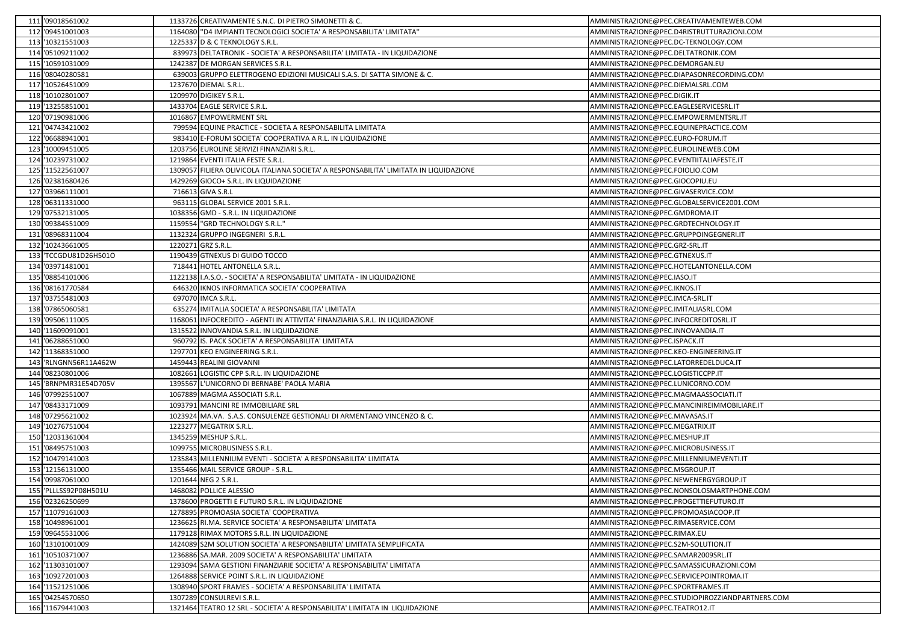| 111 | '09018561002 | 1133726 | CREATIVAMENTE S.N.C. DI PIETRO SIMONETTI & C. | AMMINISTRAZIONE@PEC.CREATIVAMENTEWEB.COM |
|---|---|---|---|---|
| 112 | '09451001003 | 1164080 | "D4 IMPIANTI TECNOLOGICI SOCIETA' A RESPONSABILITA' LIMITATA" | AMMINISTRAZIONE@PEC.D4RISTRUTTURAZIONI.COM |
| 113 | '10321551003 | 1225337 | D & C TEKNOLOGY S.R.L. | AMMINISTRAZIONE@PEC.DC-TEKNOLOGY.COM |
| 114 | '05109211002 | 839973 | DELTATRONIK - SOCIETA' A RESPONSABILITA' LIMITATA - IN LIQUIDAZIONE | AMMINISTRAZIONE@PEC.DELTATRONIK.COM |
| 115 | '10591031009 | 1242387 | DE MORGAN SERVICES S.R.L. | AMMINISTRAZIONE@PEC.DEMORGAN.EU |
| 116 | '08040280581 | 639003 | GRUPPO ELETTROGENO EDIZIONI MUSICALI S.A.S. DI SATTA SIMONE & C. | AMMINISTRAZIONE@PEC.DIAPASONRECORDING.COM |
| 117 | '10526451009 | 1237670 | DIEMAL S.R.L. | AMMINISTRAZIONE@PEC.DIEMALSRL.COM |
| 118 | '10102801007 | 1209970 | DIGIKEY S.R.L. | AMMINISTRAZIONE@PEC.DIGIK.IT |
| 119 | '13255851001 | 1433704 | EAGLE SERVICE S.R.L. | AMMINISTRAZIONE@PEC.EAGLESERVICESRL.IT |
| 120 | '07190981006 | 1016867 | EMPOWERMENT SRL | AMMINISTRAZIONE@PEC.EMPOWERMENTSRL.IT |
| 121 | '04743421002 | 799594 | EQUINE PRACTICE - SOCIETA A RESPONSABILITA LIMITATA | AMMINISTRAZIONE@PEC.EQUINEPRACTICE.COM |
| 122 | '06688941001 | 983410 | E-FORUM SOCIETA' COOPERATIVA A R.L. IN LIQUIDAZIONE | AMMINISTRAZIONE@PEC.EURO-FORUM.IT |
| 123 | '10009451005 | 1203756 | EUROLINE SERVIZI FINANZIARI S.R.L. | AMMINISTRAZIONE@PEC.EUROLINEWEB.COM |
| 124 | '10239731002 | 1219864 | EVENTI ITALIA FESTE S.R.L. | AMMINISTRAZIONE@PEC.EVENTIITALIAFESTE.IT |
| 125 | '11522561007 | 1309057 | FILIERA OLIVICOLA ITALIANA SOCIETA' A RESPONSABILITA' LIMITATA IN LIQUIDAZIONE | AMMINISTRAZIONE@PEC.FOIOLIO.COM |
| 126 | '02381680426 | 1429269 | GIOCO+ S.R.L. IN LIQUIDAZIONE | AMMINISTRAZIONE@PEC.GIOCOPIU.EU |
| 127 | '03966111001 | 716613 | GIVA S.R.L | AMMINISTRAZIONE@PEC.GIVASERVICE.COM |
| 128 | '06311331000 | 963115 | GLOBAL SERVICE 2001 S.R.L. | AMMINISTRAZIONE@PEC.GLOBALSERVICE2001.COM |
| 129 | '07532131005 | 1038356 | GMD - S.R.L. IN LIQUIDAZIONE | AMMINISTRAZIONE@PEC.GMDROMA.IT |
| 130 | '09384551009 | 1159554 | "GRD TECHNOLOGY S.R.L." | AMMINISTRAZIONE@PEC.GRDTECHNOLOGY.IT |
| 131 | '08968311004 | 1132324 | GRUPPO INGEGNERI S.R.L. | AMMINISTRAZIONE@PEC.GRUPPOINGEGNERI.IT |
| 132 | '10243661005 | 1220271 | GRZ S.R.L. | AMMINISTRAZIONE@PEC.GRZ-SRL.IT |
| 133 | 'TCCGDU81D26H501O | 1190439 | GTNEXUS DI GUIDO TOCCO | AMMINISTRAZIONE@PEC.GTNEXUS.IT |
| 134 | '03971481001 | 718441 | HOTEL ANTONELLA S.R.L. | AMMINISTRAZIONE@PEC.HOTELANTONELLA.COM |
| 135 | '08854101006 | 1122138 | I.A.S.O. - SOCIETA' A RESPONSABILITA' LIMITATA - IN LIQUIDAZIONE | AMMINISTRAZIONE@PEC.IASO.IT |
| 136 | '08161770584 | 646320 | IKNOS INFORMATICA SOCIETA' COOPERATIVA | AMMINISTRAZIONE@PEC.IKNOS.IT |
| 137 | '03755481003 | 697070 | IMCA S.R.L. | AMMINISTRAZIONE@PEC.IMCA-SRL.IT |
| 138 | '07865060581 | 635274 | IMITALIA SOCIETA' A RESPONSABILITA' LIMITATA | AMMINISTRAZIONE@PEC.IMITALIASRL.COM |
| 139 | '09506111005 | 1168061 | INFOCREDITO - AGENTI IN ATTIVITA' FINANZIARIA S.R.L. IN LIQUIDAZIONE | AMMINISTRAZIONE@PEC.INFOCREDITOSRL.IT |
| 140 | '11609091001 | 1315522 | INNOVANDIA S.R.L. IN LIQUIDAZIONE | AMMINISTRAZIONE@PEC.INNOVANDIA.IT |
| 141 | '06288651000 | 960792 | IS. PACK SOCIETA' A RESPONSABILITA' LIMITATA | AMMINISTRAZIONE@PEC.ISPACK.IT |
| 142 | '11368351000 | 1297701 | KEO ENGINEERING S.R.L. | AMMINISTRAZIONE@PEC.KEO-ENGINEERING.IT |
| 143 | 'RLNGNN56R11A462W | 1459443 | REALINI GIOVANNI | AMMINISTRAZIONE@PEC.LATORREDELDUCA.IT |
| 144 | '08230801006 | 1082661 | LOGISTIC CPP S.R.L. IN LIQUIDAZIONE | AMMINISTRAZIONE@PEC.LOGISTICCPP.IT |
| 145 | 'BRNPMR31E54D705V | 1395567 | L'UNICORNO DI BERNABE' PAOLA MARIA | AMMINISTRAZIONE@PEC.LUNICORNO.COM |
| 146 | '07992551007 | 1067889 | MAGMA ASSOCIATI S.R.L. | AMMINISTRAZIONE@PEC.MAGMAASSOCIATI.IT |
| 147 | '08433171009 | 1093791 | MANCINI RE IMMOBILIARE SRL | AMMINISTRAZIONE@PEC.MANCINIREIMMOBILIARE.IT |
| 148 | '07295621002 | 1023924 | MA.VA. S.A.S. CONSULENZE GESTIONALI DI ARMENTANO VINCENZO & C. | AMMINISTRAZIONE@PEC.MAVASAS.IT |
| 149 | '10276751004 | 1223277 | MEGATRIX S.R.L. | AMMINISTRAZIONE@PEC.MEGATRIX.IT |
| 150 | '12031361004 | 1345259 | MESHUP S.R.L. | AMMINISTRAZIONE@PEC.MESHUP.IT |
| 151 | '08495751003 | 1099755 | MICROBUSINESS S.R.L. | AMMINISTRAZIONE@PEC.MICROBUSINESS.IT |
| 152 | '10479141003 | 1235843 | MILLENNIUM EVENTI - SOCIETA' A RESPONSABILITA' LIMITATA | AMMINISTRAZIONE@PEC.MILLENNIUMEVENTI.IT |
| 153 | '12156131000 | 1355466 | MAIL SERVICE GROUP - S.R.L. | AMMINISTRAZIONE@PEC.MSGROUP.IT |
| 154 | '09987061000 | 1201644 | NEG 2 S.R.L. | AMMINISTRAZIONE@PEC.NEWENERGYGROUP.IT |
| 155 | 'PLLLSS92P08H501U | 1468082 | POLLICE ALESSIO | AMMINISTRAZIONE@PEC.NONSOLOSMARTPHONE.COM |
| 156 | '02326250699 | 1378600 | PROGETTI E FUTURO S.R.L. IN LIQUIDAZIONE | AMMINISTRAZIONE@PEC.PROGETTIEFUTURO.IT |
| 157 | '11079161003 | 1278895 | PROMOASIA SOCIETA' COOPERATIVA | AMMINISTRAZIONE@PEC.PROMOASIACOOP.IT |
| 158 | '10498961001 | 1236625 | RI.MA. SERVICE SOCIETA' A RESPONSABILITA' LIMITATA | AMMINISTRAZIONE@PEC.RIMASERVICE.COM |
| 159 | '09645531006 | 1179128 | RIMAX MOTORS S.R.L. IN LIQUIDAZIONE | AMMINISTRAZIONE@PEC.RIMAX.EU |
| 160 | '13101001009 | 1424089 | S2M SOLUTION SOCIETA' A RESPONSABILITA' LIMITATA SEMPLIFICATA | AMMINISTRAZIONE@PEC.S2M-SOLUTION.IT |
| 161 | '10510371007 | 1236886 | SA.MAR. 2009 SOCIETA' A RESPONSABILITA' LIMITATA | AMMINISTRAZIONE@PEC.SAMAR2009SRL.IT |
| 162 | '11303101007 | 1293094 | SAMA GESTIONI FINANZIARIE SOCIETA' A RESPONSABILITA' LIMITATA | AMMINISTRAZIONE@PEC.SAMASSICURAZIONI.COM |
| 163 | '10927201003 | 1264888 | SERVICE POINT S.R.L. IN LIQUIDAZIONE | AMMINISTRAZIONE@PEC.SERVICEPOINTROMA.IT |
| 164 | '11521251006 | 1308940 | SPORT FRAMES - SOCIETA' A RESPONSABILITA' LIMITATA | AMMINISTRAZIONE@PEC.SPORTFRAMES.IT |
| 165 | '04254570650 | 1307289 | CONSULREVI S.R.L. | AMMINISTRAZIONE@PEC.STUDIOPIROZZIANDPARTNERS.COM |
| 166 | '11679441003 | 1321464 | TEATRO 12 SRL - SOCIETA' A RESPONSABILITA' LIMITATA IN LIQUIDAZIONE | AMMINISTRAZIONE@PEC.TEATRO12.IT |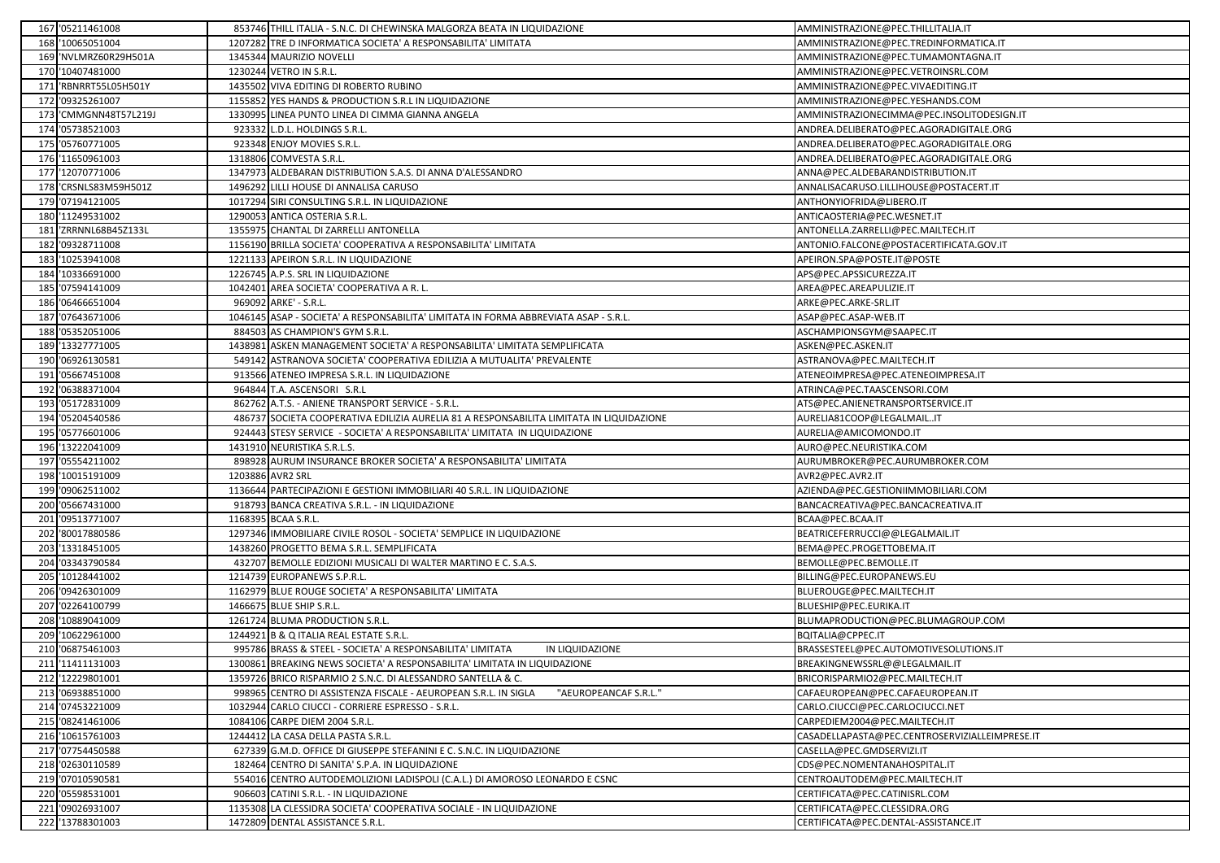| | | | | |
|---|---|---|---|---|
| 167 | '05211461008 | 853746 | THILL ITALIA - S.N.C. DI CHEWINSKA MALGORZA BEATA IN LIQUIDAZIONE | AMMINISTRAZIONE@PEC.THILLITALIA.IT |
| 168 | '10065051004 | 1207282 | TRE D INFORMATICA SOCIETA' A RESPONSABILITA' LIMITATA | AMMINISTRAZIONE@PEC.TREDINFORMATICA.IT |
| 169 | 'NVLMRZ60R29H501A | 1345344 | MAURIZIO NOVELLI | AMMINISTRAZIONE@PEC.TUMAMONTAGNA.IT |
| 170 | '10407481000 | 1230244 | VETRO IN S.R.L. | AMMINISTRAZIONE@PEC.VETROINSRL.COM |
| 171 | 'RBNRRT55L05H501Y | 1435502 | VIVA EDITING DI ROBERTO RUBINO | AMMINISTRAZIONE@PEC.VIVAEDITING.IT |
| 172 | '09325261007 | 1155852 | YES HANDS & PRODUCTION S.R.L IN LIQUIDAZIONE | AMMINISTRAZIONE@PEC.YESHANDS.COM |
| 173 | 'CMMGNN48T57L219J | 1330995 | LINEA PUNTO LINEA DI CIMMA GIANNA ANGELA | AMMINISTRAZIONECIMMA@PEC.INSOLITODESIGN.IT |
| 174 | '05738521003 | 923332 | L.D.L. HOLDINGS S.R.L. | ANDREA.DELIBERATO@PEC.AGORADIGITALE.ORG |
| 175 | '05760771005 | 923348 | ENJOY MOVIES S.R.L. | ANDREA.DELIBERATO@PEC.AGORADIGITALE.ORG |
| 176 | '11650961003 | 1318806 | COMVESTA S.R.L. | ANDREA.DELIBERATO@PEC.AGORADIGITALE.ORG |
| 177 | '12070771006 | 1347973 | ALDEBARAN DISTRIBUTION S.A.S. DI ANNA D'ALESSANDRO | ANNA@PEC.ALDEBARANDISTRIBUTION.IT |
| 178 | 'CRSNLS83M59H501Z | 1496292 | LILLI HOUSE DI ANNALISA CARUSO | ANNALISACARUSO.LILLIHOUSE@POSTACERT.IT |
| 179 | '07194121005 | 1017294 | SIRI CONSULTING S.R.L. IN LIQUIDAZIONE | ANTHONYIOFRIDA@LIBERO.IT |
| 180 | '11249531002 | 1290053 | ANTICA OSTERIA S.R.L. | ANTICAOSTERIA@PEC.WESNET.IT |
| 181 | 'ZRRNNL68B45Z133L | 1355975 | CHANTAL DI ZARRELLI ANTONELLA | ANTONELLA.ZARRELLI@PEC.MAILTECH.IT |
| 182 | '09328711008 | 1156190 | BRILLA SOCIETA' COOPERATIVA A RESPONSABILITA' LIMITATA | ANTONIO.FALCONE@POSTACERTIFICATA.GOV.IT |
| 183 | '10253941008 | 1221133 | APEIRON S.R.L. IN LIQUIDAZIONE | APEIRON.SPA@POSTE.IT@POSTE |
| 184 | '10336691000 | 1226745 | A.P.S. SRL IN LIQUIDAZIONE | APS@PEC.APSSICUREZZA.IT |
| 185 | '07594141009 | 1042401 | AREA SOCIETA' COOPERATIVA A R. L. | AREA@PEC.AREAPULIZIE.IT |
| 186 | '06466651004 | 969092 | ARKE' - S.R.L. | ARKE@PEC.ARKE-SRL.IT |
| 187 | '07643671006 | 1046145 | ASAP - SOCIETA' A RESPONSABILITA' LIMITATA IN FORMA ABBREVIATA ASAP - S.R.L. | ASAP@PEC.ASAP-WEB.IT |
| 188 | '05352051006 | 884503 | AS CHAMPION'S GYM S.R.L. | ASCHAMPIONSGYM@SAAPEC.IT |
| 189 | '13327771005 | 1438981 | ASKEN MANAGEMENT SOCIETA' A RESPONSABILITA' LIMITATA SEMPLIFICATA | ASKEN@PEC.ASKEN.IT |
| 190 | '06926130581 | 549142 | ASTRANOVA SOCIETA' COOPERATIVA EDILIZIA A MUTUALITA' PREVALENTE | ASTRANOVA@PEC.MAILTECH.IT |
| 191 | '05667451008 | 913566 | ATENEO IMPRESA S.R.L. IN LIQUIDAZIONE | ATENEOIMPRESA@PEC.ATENEOIMPRESA.IT |
| 192 | '06388371004 | 964844 | T.A. ASCENSORI S.R.L | ATRINCA@PEC.TAASCENSORI.COM |
| 193 | '05172831009 | 862762 | A.T.S. - ANIENE TRANSPORT SERVICE - S.R.L. | ATS@PEC.ANIENETRANSPORTSERVICE.IT |
| 194 | '05204540586 | 486737 | SOCIETA COOPERATIVA EDILIZIA AURELIA 81 A RESPONSABILITA LIMITATA IN LIQUIDAZIONE | AURELIA81COOP@LEGALMAIL..IT |
| 195 | '05776601006 | 924443 | STESY SERVICE - SOCIETA' A RESPONSABILITA' LIMITATA IN LIQUIDAZIONE | AURELIA@AMICOMONDO.IT |
| 196 | '13222041009 | 1431910 | NEURISTIKA S.R.L.S. | AURO@PEC.NEURISTIKA.COM |
| 197 | '05554211002 | 898928 | AURUM INSURANCE BROKER SOCIETA' A RESPONSABILITA' LIMITATA | AURUMBROKER@PEC.AURUMBROKER.COM |
| 198 | '10015191009 | 1203886 | AVR2 SRL | AVR2@PEC.AVR2.IT |
| 199 | '09062511002 | 1136644 | PARTECIPAZIONI E GESTIONI IMMOBILIARI 40 S.R.L. IN LIQUIDAZIONE | AZIENDA@PEC.GESTIONIIMMOBILIARI.COM |
| 200 | '05667431000 | 918793 | BANCA CREATIVA S.R.L. - IN LIQUIDAZIONE | BANCACREATIVA@PEC.BANCACREATIVA.IT |
| 201 | '09513771007 | 1168395 | BCAA S.R.L. | BCAA@PEC.BCAA.IT |
| 202 | '80017880586 | 1297346 | IMMOBILIARE CIVILE ROSOL - SOCIETA' SEMPLICE IN LIQUIDAZIONE | BEATRICEFERRUCCI@@LEGALMAIL.IT |
| 203 | '13318451005 | 1438260 | PROGETTO BEMA S.R.L. SEMPLIFICATA | BEMA@PEC.PROGETTOBEMA.IT |
| 204 | '03343790584 | 432707 | BEMOLLE EDIZIONI MUSICALI DI WALTER MARTINO E C. S.A.S. | BEMOLLE@PEC.BEMOLLE.IT |
| 205 | '10128441002 | 1214739 | EUROPANEWS S.P.R.L. | BILLING@PEC.EUROPANEWS.EU |
| 206 | '09426301009 | 1162979 | BLUE ROUGE SOCIETA' A RESPONSABILITA' LIMITATA | BLUEROUGE@PEC.MAILTECH.IT |
| 207 | '02264100799 | 1466675 | BLUE SHIP S.R.L. | BLUESHIP@PEC.EURIKA.IT |
| 208 | '10889041009 | 1261724 | BLUMA PRODUCTION S.R.L. | BLUMAPRODUCTION@PEC.BLUMAGROUP.COM |
| 209 | '10622961000 | 1244921 | B & Q ITALIA REAL ESTATE S.R.L. | BQITALIA@CPPEC.IT |
| 210 | '06875461003 | 995786 | BRASS & STEEL - SOCIETA' A RESPONSABILITA' LIMITATA IN LIQUIDAZIONE | BRASSESTEEL@PEC.AUTOMOTIVESOLUTIONS.IT |
| 211 | '11411131003 | 1300861 | BREAKING NEWS SOCIETA' A RESPONSABILITA' LIMITATA IN LIQUIDAZIONE | BREAKINGNEWSSRL@@LEGALMAIL.IT |
| 212 | '12229801001 | 1359726 | BRICO RISPARMIO 2 S.N.C. DI ALESSANDRO SANTELLA & C. | BRICORISPARMIO2@PEC.MAILTECH.IT |
| 213 | '06938851000 | 998965 | CENTRO DI ASSISTENZA FISCALE - AEUROPEAN S.R.L. IN SIGLA "AEUROPEANCAF S.R.L." | CAFAEUROPEAN@PEC.CAFAEUROPEAN.IT |
| 214 | '07453221009 | 1032944 | CARLO CIUCCI - CORRIERE ESPRESSO - S.R.L. | CARLO.CIUCCI@PEC.CARLOCIUCCI.NET |
| 215 | '08241461006 | 1084106 | CARPE DIEM 2004 S.R.L. | CARPEDIEM2004@PEC.MAILTECH.IT |
| 216 | '10615761003 | 1244412 | LA CASA DELLA PASTA S.R.L. | CASADELLAPASTA@PEC.CENTROSERVIZIALLEIMPRESE.IT |
| 217 | '07754450588 | 627339 | G.M.D. OFFICE DI GIUSEPPE STEFANINI E C. S.N.C. IN LIQUIDAZIONE | CASELLA@PEC.GMDSERVIZI.IT |
| 218 | '02630110589 | 182464 | CENTRO DI SANITA' S.P.A. IN LIQUIDAZIONE | CDS@PEC.NOMENTANAHOSPITAL.IT |
| 219 | '07010590581 | 554016 | CENTRO AUTODEMOLIZIONI LADISPOLI (C.A.L.) DI AMOROSO LEONARDO E CSNC | CENTROAUTODEM@PEC.MAILTECH.IT |
| 220 | '05598531001 | 906603 | CATINI S.R.L. - IN LIQUIDAZIONE | CERTIFICATA@PEC.CATINISRL.COM |
| 221 | '09026931007 | 1135308 | LA CLESSIDRA SOCIETA' COOPERATIVA SOCIALE - IN LIQUIDAZIONE | CERTIFICATA@PEC.CLESSIDRA.ORG |
| 222 | '13788301003 | 1472809 | DENTAL ASSISTANCE S.R.L. | CERTIFICATA@PEC.DENTAL-ASSISTANCE.IT |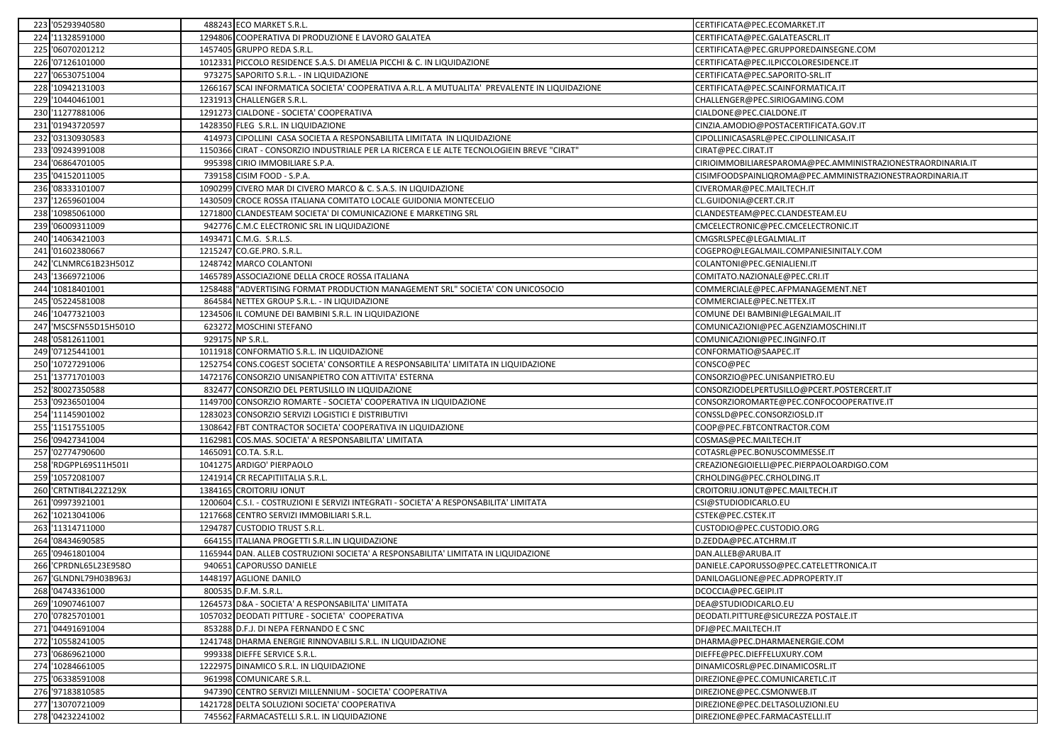| | | | | |
|---|---|---|---|---|
| 223 | '05293940580 | 488243 | ECO MARKET S.R.L. | CERTIFICATA@PEC.ECOMARKET.IT |
| 224 | '11328591000 | 1294806 | COOPERATIVA DI PRODUZIONE E LAVORO GALATEA | CERTIFICATA@PEC.GALATEASCRL.IT |
| 225 | '06070201212 | 1457405 | GRUPPO REDA S.R.L. | CERTIFICATA@PEC.GRUPPOREDAINSEGNE.COM |
| 226 | '07126101000 | 1012331 | PICCOLO RESIDENCE S.A.S. DI AMELIA PICCHI & C. IN LIQUIDAZIONE | CERTIFICATA@PEC.ILPICCOLORESIDENCE.IT |
| 227 | '06530751004 | 973275 | SAPORITO S.R.L. - IN LIQUIDAZIONE | CERTIFICATA@PEC.SAPORITO-SRL.IT |
| 228 | '10942131003 | 1266167 | SCAI INFORMATICA SOCIETA' COOPERATIVA A.R.L. A MUTUALITA' PREVALENTE IN LIQUIDAZIONE | CERTIFICATA@PEC.SCAINFORMATICA.IT |
| 229 | '10440461001 | 1231913 | CHALLENGER S.R.L. | CHALLENGER@PEC.SIRIOGAMING.COM |
| 230 | '11277881006 | 1291273 | CIALDONE - SOCIETA' COOPERATIVA | CIALDONE@PEC.CIALDONE.IT |
| 231 | '01943720597 | 1428350 | FLEG S.R.L. IN LIQUIDAZIONE | CINZIA.AMODIO@POSTACERTIFICATA.GOV.IT |
| 232 | '03130930583 | 414973 | CIPOLLINI CASA SOCIETA A RESPONSABILITA LIMITATA IN LIQUIDAZIONE | CIPOLLINICASASRL@PEC.CIPOLLINICASA.IT |
| 233 | '09243991008 | 1150366 | CIRAT - CONSORZIO INDUSTRIALE PER LA RICERCA E LE ALTE TECNOLOGIEIN BREVE "CIRAT" | CIRAT@PEC.CIRAT.IT |
| 234 | '06864701005 | 995398 | CIRIO IMMOBILIARE S.P.A. | CIRIOIMMOBILIARESPAROMA@PEC.AMMINISTRAZIONESTRAORDINARIA.IT |
| 235 | '04152011005 | 739158 | CISIM FOOD - S.P.A. | CISIMFOODSPAINLIQROMA@PEC.AMMINISTRAZIONESTRAORDINARIA.IT |
| 236 | '08333101007 | 1090299 | CIVERO MAR DI CIVERO MARCO & C. S.A.S. IN LIQUIDAZIONE | CIVEROMAR@PEC.MAILTECH.IT |
| 237 | '12659601004 | 1430509 | CROCE ROSSA ITALIANA COMITATO LOCALE GUIDONIA MONTECELIO | CL.GUIDONIA@CERT.CR.IT |
| 238 | '10985061000 | 1271800 | CLANDESTEAM SOCIETA' DI COMUNICAZIONE E MARKETING SRL | CLANDESTEAM@PEC.CLANDESTEAM.EU |
| 239 | '06009311009 | 942776 | C.M.C ELECTRONIC SRL IN LIQUIDAZIONE | CMCELECTRONIC@PEC.CMCELECTRONIC.IT |
| 240 | '14063421003 | 1493471 | C.M.G. S.R.L.S. | CMGSRLSPEC@LEGALMIAL.IT |
| 241 | '01602380667 | 1215247 | CO.GE.PRO. S.R.L. | COGEPRO@LEGALMAIL.COMPANIESINITALY.COM |
| 242 | 'CLNMRC61B23H501Z | 1248742 | MARCO COLANTONI | COLANTONI@PEC.GENIALIENI.IT |
| 243 | '13669721006 | 1465789 | ASSOCIAZIONE DELLA CROCE ROSSA ITALIANA | COMITATO.NAZIONALE@PEC.CRI.IT |
| 244 | '10818401001 | 1258488 | "ADVERTISING FORMAT PRODUCTION MANAGEMENT SRL" SOCIETA' CON UNICOSOCIO | COMMERCIALE@PEC.AFPMANAGEMENT.NET |
| 245 | '05224581008 | 864584 | NETTEX GROUP S.R.L. - IN LIQUIDAZIONE | COMMERCIALE@PEC.NETTEX.IT |
| 246 | '10477321003 | 1234506 | IL COMUNE DEI BAMBINI S.R.L. IN LIQUIDAZIONE | COMUNE DEI BAMBINI@LEGALMAIL.IT |
| 247 | 'MSCSFN55D15H501O | 623272 | MOSCHINI STEFANO | COMUNICAZIONI@PEC.AGENZIAMOSCHINI.IT |
| 248 | '05812611001 | 929175 | NP S.R.L. | COMUNICAZIONI@PEC.INGINFO.IT |
| 249 | '07125441001 | 1011918 | CONFORMATIO S.R.L. IN LIQUIDAZIONE | CONFORMATIO@SAAPEC.IT |
| 250 | '10727291006 | 1252754 | CONS.COGEST SOCIETA' CONSORTILE A RESPONSABILITA' LIMITATA IN LIQUIDAZIONE | CONSCO@PEC |
| 251 | '13771701003 | 1472176 | CONSORZIO UNISANPIETRO CON ATTIVITA' ESTERNA | CONSORZIO@PEC.UNISANPIETRO.EU |
| 252 | '80027350588 | 832477 | CONSORZIO DEL PERTUSILLO IN LIQUIDAZIONE | CONSORZIODELPERTUSILLO@PCERT.POSTERCERT.IT |
| 253 | '09236501004 | 1149700 | CONSORZIO ROMARTE - SOCIETA' COOPERATIVA IN LIQUIDAZIONE | CONSORZIOROMARTE@PEC.CONFOCOOPERATIVE.IT |
| 254 | '11145901002 | 1283023 | CONSORZIO SERVIZI LOGISTICI E DISTRIBUTIVI | CONSSLD@PEC.CONSORZIOSLD.IT |
| 255 | '11517551005 | 1308642 | FBT CONTRACTOR SOCIETA' COOPERATIVA IN LIQUIDAZIONE | COOP@PEC.FBTCONTRACTOR.COM |
| 256 | '09427341004 | 1162981 | COS.MAS. SOCIETA' A RESPONSABILITA' LIMITATA | COSMAS@PEC.MAILTECH.IT |
| 257 | '02774790600 | 1465091 | CO.TA. S.R.L. | COTASRL@PEC.BONUSCOMMESSE.IT |
| 258 | 'RDGPPL69S11H501I | 1041275 | ARDIGO' PIERPAOLO | CREAZIONEGIOIELLI@PEC.PIERPAOLOARDIGO.COM |
| 259 | '10572081007 | 1241914 | CR RECAPITIITALIA S.R.L. | CRHOLDING@PEC.CRHOLDING.IT |
| 260 | 'CRTNTI84L22Z129X | 1384165 | CROITORIU IONUT | CROITORIU.IONUT@PEC.MAILTECH.IT |
| 261 | '09973921001 | 1200604 | C.S.I. - COSTRUZIONI E SERVIZI INTEGRATI - SOCIETA' A RESPONSABILITA' LIMITATA | CSI@STUDIODICARLO.EU |
| 262 | '10213041006 | 1217668 | CENTRO SERVIZI IMMOBILIARI S.R.L. | CSTEK@PEC.CSTEK.IT |
| 263 | '11314711000 | 1294787 | CUSTODIO TRUST S.R.L. | CUSTODIO@PEC.CUSTODIO.ORG |
| 264 | '08434690585 | 664155 | ITALIANA PROGETTI S.R.L.IN LIQUIDAZIONE | D.ZEDDA@PEC.ATCHRM.IT |
| 265 | '09461801004 | 1165944 | DAN. ALLEB COSTRUZIONI SOCIETA' A RESPONSABILITA' LIMITATA IN LIQUIDAZIONE | DAN.ALLEB@ARUBA.IT |
| 266 | 'CPRDNL65L23E958O | 940651 | CAPORUSSO DANIELE | DANIELE.CAPORUSSO@PEC.CATELETTRONICA.IT |
| 267 | 'GLNDNL79H03B963J | 1448197 | AGLIONE DANILO | DANILOAGLIONE@PEC.ADPROPERTY.IT |
| 268 | '04743361000 | 800535 | D.F.M. S.R.L. | DCOCCIA@PEC.GEIPI.IT |
| 269 | '10907461007 | 1264573 | D&A - SOCIETA' A RESPONSABILITA' LIMITATA | DEA@STUDIODICARLO.EU |
| 270 | '07825701001 | 1057032 | DEODATI PITTURE - SOCIETA' COOPERATIVA | DEODATI.PITTURE@SICUREZZA POSTALE.IT |
| 271 | '04491691004 | 853288 | D.F.J. DI NEPA FERNANDO E C SNC | DFJ@PEC.MAILTECH.IT |
| 272 | '10558241005 | 1241748 | DHARMA ENERGIE RINNOVABILI S.R.L. IN LIQUIDAZIONE | DHARMA@PEC.DHARMAENERGIE.COM |
| 273 | '06869621000 | 999338 | DIEFFE SERVICE S.R.L. | DIEFFE@PEC.DIEFFELUXURY.COM |
| 274 | '10284661005 | 1222975 | DINAMICO S.R.L. IN LIQUIDAZIONE | DINAMICOSRL@PEC.DINAMICOSRL.IT |
| 275 | '06338591008 | 961998 | COMUNICARE S.R.L. | DIREZIONE@PEC.COMUNICARETLC.IT |
| 276 | '97183810585 | 947390 | CENTRO SERVIZI MILLENNIUM - SOCIETA' COOPERATIVA | DIREZIONE@PEC.CSMONWEB.IT |
| 277 | '13070721009 | 1421728 | DELTA SOLUZIONI SOCIETA' COOPERATIVA | DIREZIONE@PEC.DELTASOLUZIONI.EU |
| 278 | '04232241002 | 745562 | FARMACASTELLI S.R.L. IN LIQUIDAZIONE | DIREZIONE@PEC.FARMACASTELLI.IT |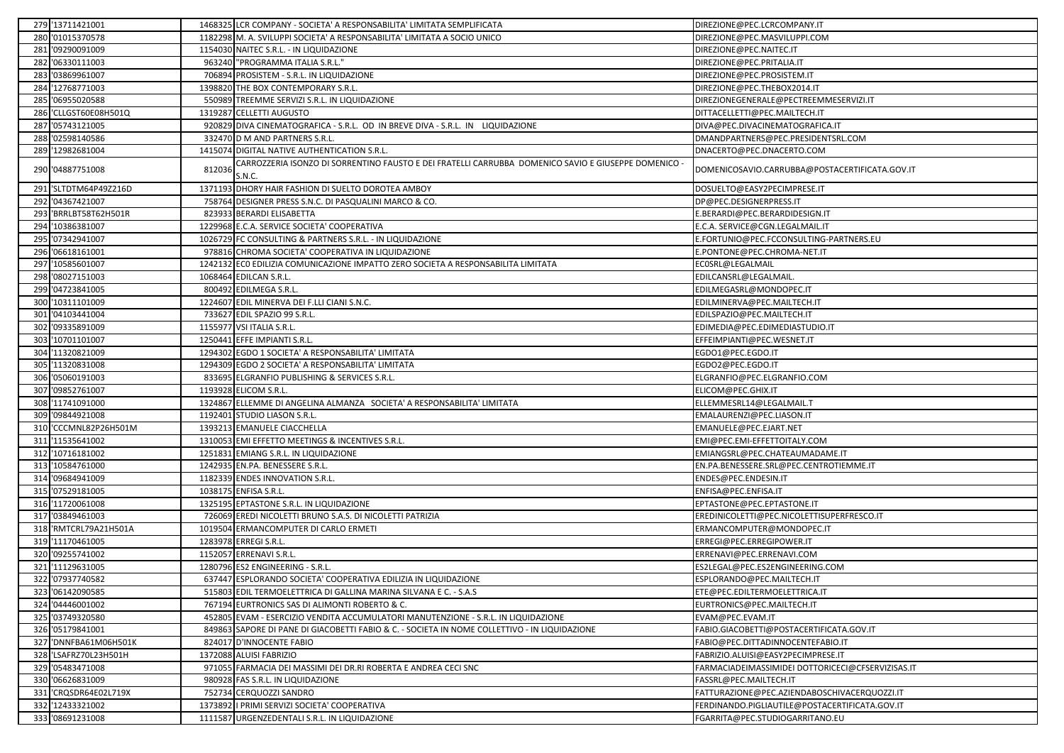| | | | | |
|---|---|---|---|---|
| 279 | '13711421001 | 1468325 | LCR COMPANY - SOCIETA' A RESPONSABILITA' LIMITATA SEMPLIFICATA | DIREZIONE@PEC.LCRCOMPANY.IT |
| 280 | '01015370578 | 1182298 | M. A. SVILUPPI SOCIETA' A RESPONSABILITA' LIMITATA A SOCIO UNICO | DIREZIONE@PEC.MASVILUPPI.COM |
| 281 | '09290091009 | 1154030 | NAITEC S.R.L. - IN LIQUIDAZIONE | DIREZIONE@PEC.NAITEC.IT |
| 282 | '06330111003 | 963240 | "PROGRAMMA ITALIA S.R.L." | DIREZIONE@PEC.PRITALIA.IT |
| 283 | '03869961007 | 706894 | PROSISTEM - S.R.L. IN LIQUIDAZIONE | DIREZIONE@PEC.PROSISTEM.IT |
| 284 | '12768771003 | 1398820 | THE BOX CONTEMPORARY S.R.L. | DIREZIONE@PEC.THEBOX2014.IT |
| 285 | '06955020588 | 550989 | TREEMME SERVIZI S.R.L. IN LIQUIDAZIONE | DIREZIONEGENERALE@PECTREEMMESERVIZI.IT |
| 286 | 'CLLGST60E08H501Q | 1319287 | CELLETTI AUGUSTO | DITTACELLETTI@PEC.MAILTECH.IT |
| 287 | '05743121005 | 920829 | DIVA CINEMATOGRAFICA - S.R.L. OD IN BREVE DIVA - S.R.L. IN LIQUIDAZIONE | DIVA@PEC.DIVACINEMATOGRAFICA.IT |
| 288 | '02598140586 | 332470 | D M AND PARTNERS S.R.L. | DMANDPARTNERS@PEC.PRESIDENTSRL.COM |
| 289 | '12982681004 | 1415074 | DIGITAL NATIVE AUTHENTICATION S.R.L. | DNACERTO@PEC.DNACERTO.COM |
| 290 | '04887751008 | 812036 | CARROZZERIA ISONZO DI SORRENTINO FAUSTO E DEI FRATELLI CARRUBBA DOMENICO SAVIO E GIUSEPPE DOMENICO - S.N.C. | DOMENICOSAVIO.CARRUBBA@POSTACERTIFICATA.GOV.IT |
| 291 | 'SLTDTM64P49Z216D | 1371193 | DHORY HAIR FASHION DI SUELTO DOROTEA AMBOY | DOSUELTO@EASY2PECIMPRESE.IT |
| 292 | '04367421007 | 758764 | DESIGNER PRESS S.N.C. DI PASQUALINI MARCO & CO. | DP@PEC.DESIGNERPRESS.IT |
| 293 | 'BRRLBT58T62H501R | 823933 | BERARDI ELISABETTA | E.BERARDI@PEC.BERARDIDESIGN.IT |
| 294 | '10386381007 | 1229968 | E.C.A. SERVICE SOCIETA' COOPERATIVA | E.C.A. SERVICE@CGN.LEGALMAIL.IT |
| 295 | '07342941007 | 1026729 | FC CONSULTING & PARTNERS S.R.L. - IN LIQUIDAZIONE | E.FORTUNIO@PEC.FCCONSULTING-PARTNERS.EU |
| 296 | '06618161001 | 978816 | CHROMA SOCIETA' COOPERATIVA IN LIQUIDAZIONE | E.PONTONE@PEC.CHROMA-NET.IT |
| 297 | '10585601007 | 1242132 | EC0 EDILIZIA COMUNICAZIONE IMPATTO ZERO SOCIETA A RESPONSABILITA LIMITATA | EC0SRL@LEGALMAIL |
| 298 | '08027151003 | 1068464 | EDILCAN S.R.L. | EDILCANSRL@LEGALMAIL. |
| 299 | '04723841005 | 800492 | EDILMEGA S.R.L. | EDILMEGASRL@MONDOPEC.IT |
| 300 | '10311101009 | 1224607 | EDIL MINERVA DEI F.LLI CIANI S.N.C. | EDILMINERVA@PEC.MAILTECH.IT |
| 301 | '04103441004 | 733627 | EDIL SPAZIO 99 S.R.L. | EDILSPAZIO@PEC.MAILTECH.IT |
| 302 | '09335891009 | 1155977 | VSI ITALIA S.R.L. | EDIMEDIA@PEC.EDIMEDIASTUDIO.IT |
| 303 | '10701101007 | 1250441 | EFFE IMPIANTI S.R.L. | EFFEIMPIANTI@PEC.WESNET.IT |
| 304 | '11320821009 | 1294302 | EGDO 1 SOCIETA' A RESPONSABILITA' LIMITATA | EGDO1@PEC.EGDO.IT |
| 305 | '11320831008 | 1294309 | EGDO 2 SOCIETA' A RESPONSABILITA' LIMITATA | EGDO2@PEC.EGDO.IT |
| 306 | '05060191003 | 833695 | ELGRANFIO PUBLISHING & SERVICES S.R.L. | ELGRANFIO@PEC.ELGRANFIO.COM |
| 307 | '09852761007 | 1193928 | ELICOM S.R.L. | ELICOM@PEC.GHIX.IT |
| 308 | '11741091000 | 1324867 | ELLEMME DI ANGELINA ALMANZA SOCIETA' A RESPONSABILITA' LIMITATA | ELLEMMESRL14@LEGALMAIL.T |
| 309 | '09844921008 | 1192401 | STUDIO LIASON S.R.L. | EMALAURENZI@PEC.LIASON.IT |
| 310 | 'CCCMNL82P26H501M | 1393213 | EMANUELE CIACCHELLA | EMANUELE@PEC.EJART.NET |
| 311 | '11535641002 | 1310053 | EMI EFFETTO MEETINGS & INCENTIVES S.R.L. | EMI@PEC.EMI-EFFETTOITALY.COM |
| 312 | '10716181002 | 1251831 | EMIANG S.R.L. IN LIQUIDAZIONE | EMIANGSRL@PEC.CHATEAUMADAME.IT |
| 313 | '10584761000 | 1242935 | EN.PA. BENESSERE S.R.L. | EN.PA.BENESSERE.SRL@PEC.CENTROTIEMME.IT |
| 314 | '09684941009 | 1182339 | ENDES INNOVATION S.R.L. | ENDES@PEC.ENDESIN.IT |
| 315 | '07529181005 | 1038175 | ENFISA S.R.L. | ENFISA@PEC.ENFISA.IT |
| 316 | '11720061008 | 1325195 | EPTASTONE S.R.L. IN LIQUIDAZIONE | EPTASTONE@PEC.EPTASTONE.IT |
| 317 | '03849461003 | 726069 | EREDI NICOLETTI BRUNO S.A.S. DI NICOLETTI PATRIZIA | EREDINICOLETTI@PEC.NICOLETTISUPERFRESCO.IT |
| 318 | 'RMTCRL79A21H501A | 1019504 | ERMANCOMPUTER DI CARLO ERMETI | ERMANCOMPUTER@MONDOPEC.IT |
| 319 | '11170461005 | 1283978 | ERREGI S.R.L. | ERREGI@PEC.ERREGIPOWER.IT |
| 320 | '09255741002 | 1152057 | ERRENAVI S.R.L. | ERRENAVI@PEC.ERRENAVI.COM |
| 321 | '11129631005 | 1280796 | ES2 ENGINEERING - S.R.L. | ES2LEGAL@PEC.ES2ENGINEERING.COM |
| 322 | '07937740582 | 637447 | ESPLORANDO SOCIETA' COOPERATIVA EDILIZIA IN LIQUIDAZIONE | ESPLORANDO@PEC.MAILTECH.IT |
| 323 | '06142090585 | 515803 | EDIL TERMOELETTRICA DI GALLINA MARINA SILVANA E C. - S.A.S | ETE@PEC.EDILTERMOELETTRICA.IT |
| 324 | '04446001002 | 767194 | EURTRONICS SAS DI ALIMONTI ROBERTO & C. | EURTRONICS@PEC.MAILTECH.IT |
| 325 | '03749320580 | 452805 | EVAM - ESERCIZIO VENDITA ACCUMULATORI MANUTENZIONE - S.R.L. IN LIQUIDAZIONE | EVAM@PEC.EVAM.IT |
| 326 | '05179841001 | 849863 | SAPORE DI PANE DI GIACOBETTI FABIO & C. - SOCIETA IN NOME COLLETTIVO - IN LIQUIDAZIONE | FABIO.GIACOBETTI@POSTACERTIFICATA.GOV.IT |
| 327 | 'DNNFBA61M06H501K | 824017 | D'INNOCENTE FABIO | FABIO@PEC.DITTADINNOCENTEFABIO.IT |
| 328 | 'LSAFRZ70L23H501H | 1372088 | ALUISI FABRIZIO | FABRIZIO.ALUISI@EASY2PECIMPRESE.IT |
| 329 | '05483471008 | 971055 | FARMACIA DEI MASSIMI DEI DR.RI ROBERTA E ANDREA CECI SNC | FARMACIADEIMASSIMIDEI DOTTORICECI@CFSERVIZISAS.IT |
| 330 | '06626831009 | 980928 | FAS S.R.L. IN LIQUIDAZIONE | FASSRL@PEC.MAILTECH.IT |
| 331 | 'CRQSDR64E02L719X | 752734 | CERQUOZZI SANDRO | FATTURAZIONE@PEC.AZIENDABOSCHIVACERQUOZZI.IT |
| 332 | '12433321002 | 1373892 | I PRIMI SERVIZI SOCIETA' COOPERATIVA | FERDINANDO.PIGLIAUTILE@POSTACERTIFICATA.GOV.IT |
| 333 | '08691231008 | 1111587 | URGENZEDENTALI S.R.L. IN LIQUIDAZIONE | FGARRITA@PEC.STUDIOGARRITANO.EU |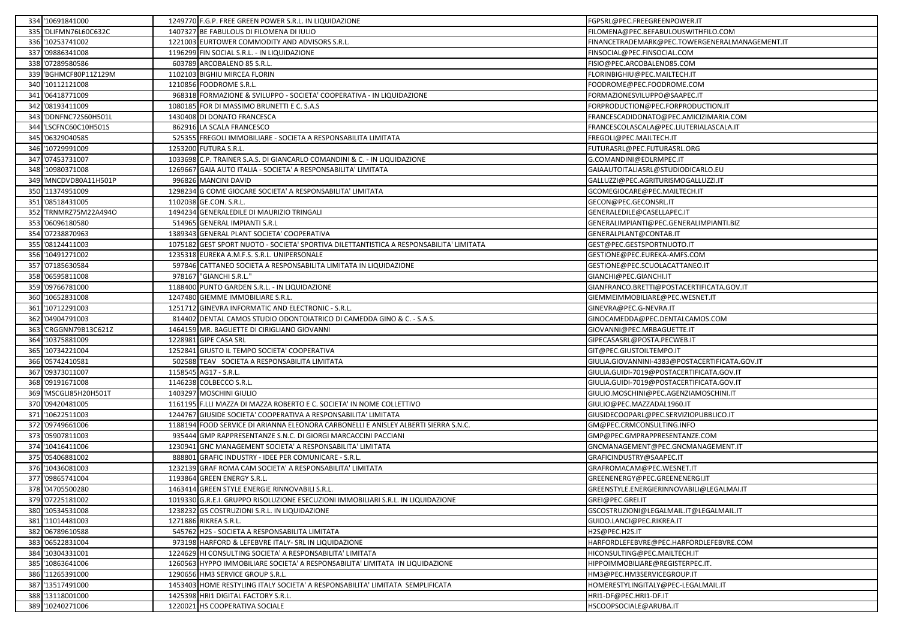| | | | | |
|---|---|---|---|---|
| 334 | '10691841000 | 1249770 | F.G.P. FREE GREEN POWER S.R.L. IN LIQUIDAZIONE | FGPSRL@PEC.FREEGREENPOWER.IT |
| 335 | 'DLIFMN76L60C632C | 1407327 | BE FABULOUS DI FILOMENA DI IULIO | FILOMENA@PEC.BEFABULOUSWITHFILO.COM |
| 336 | '10253741002 | 1221003 | EURTOWER COMMODITY AND ADVISORS S.R.L. | FINANCETRADEMARK@PEC.TOWERGENERALMANAGEMENT.IT |
| 337 | '09886341008 | 1196299 | FIN SOCIAL S.R.L. - IN LIQUIDAZIONE | FINSOCIAL@PEC.FINSOCIAL.COM |
| 338 | '07289580586 | 603789 | ARCOBALENO 85 S.R.L. | FISIO@PEC.ARCOBALENO85.COM |
| 339 | 'BGHMCF80P11Z129M | 1102103 | BIGHIU MIRCEA FLORIN | FLORINBIGHIU@PEC.MAILTECH.IT |
| 340 | '10112121008 | 1210856 | FOODROME S.R.L. | FOODROME@PEC.FOODROME.COM |
| 341 | '06418771009 | 968318 | FORMAZIONE & SVILUPPO - SOCIETA' COOPERATIVA - IN LIQUIDAZIONE | FORMAZIONESVILUPPO@SAAPEC.IT |
| 342 | '08193411009 | 1080185 | FOR DI MASSIMO BRUNETTI E C. S.A.S | FORPRODUCTION@PEC.FORPRODUCTION.IT |
| 343 | 'DDNFNC72S60H501L | 1430408 | DI DONATO FRANCESCA | FRANCESCADIDONATO@PEC.AMICIZIMARIA.COM |
| 344 | 'LSCFNC60C10H501S | 862916 | LA SCALA FRANCESCO | FRANCESCOLASCALA@PEC.LIUTERIALASCALA.IT |
| 345 | '06329040585 | 525355 | FREGOLI IMMOBILIARE - SOCIETA A RESPONSABILITA LIMITATA | FREGOLI@PEC.MAILTECH.IT |
| 346 | '10729991009 | 1253200 | FUTURA S.R.L. | FUTURASRL@PEC.FUTURASRL.ORG |
| 347 | '07453731007 | 1033698 | C.P. TRAINER S.A.S. DI GIANCARLO COMANDINI & C. - IN LIQUIDAZIONE | G.COMANDINI@EDLRMPEC.IT |
| 348 | '10980371008 | 1269667 | GAIA AUTO ITALIA - SOCIETA' A RESPONSABILITA' LIMITATA | GAIAAUTOITALIASRL@STUDIODICARLO.EU |
| 349 | 'MNCDVD80A11H501P | 996826 | MANCINI DAVID | GALLUZZI@PEC.AGRITURISMOGALLUZZI.IT |
| 350 | '11374951009 | 1298234 | G COME GIOCARE SOCIETA' A RESPONSABILITA' LIMITATA | GCOMEGIOCARE@PEC.MAILTECH.IT |
| 351 | '08518431005 | 1102038 | GE.CON. S.R.L. | GECON@PEC.GECONSRL.IT |
| 352 | 'TRNMRZ75M22A494O | 1494234 | GENERALEDILE DI MAURIZIO TRINGALI | GENERALEDILE@CASELLAPEC.IT |
| 353 | '06096180580 | 514965 | GENERAL IMPIANTI S.R.L | GENERALIMPIANTI@PEC.GENERALIMPIANTI.BIZ |
| 354 | '07238870963 | 1389343 | GENERAL PLANT SOCIETA' COOPERATIVA | GENERALPLANT@CONTAB.IT |
| 355 | '08124411003 | 1075182 | GEST SPORT NUOTO - SOCIETA' SPORTIVA DILETTANTISTICA A RESPONSABILITA' LIMITATA | GEST@PEC.GESTSPORTNUOTO.IT |
| 356 | '10491271002 | 1235318 | EUREKA A.M.F.S. S.R.L. UNIPERSONALE | GESTIONE@PEC.EUREKA-AMFS.COM |
| 357 | '07185630584 | 597846 | CATTANEO SOCIETA A RESPONSABILITA LIMITATA IN LIQUIDAZIONE | GESTIONE@PEC.SCUOLACATTANEO.IT |
| 358 | '06595811008 | 978167 | "GIANCHI S.R.L." | GIANCHI@PEC.GIANCHI.IT |
| 359 | '09766781000 | 1188400 | PUNTO GARDEN S.R.L. - IN LIQUIDAZIONE | GIANFRANCO.BRETTI@POSTACERTIFICATA.GOV.IT |
| 360 | '10652831008 | 1247480 | GIEMME IMMOBILIARE S.R.L. | GIEMMEIMMOBILIARE@PEC.WESNET.IT |
| 361 | '10712291003 | 1251712 | GINEVRA INFORMATIC AND ELECTRONIC - S.R.L. | GINEVRA@PEC.G-NEVRA.IT |
| 362 | '04904791003 | 814402 | DENTAL CAMOS STUDIO ODONTOIATRICO DI CAMEDDA GINO & C. - S.A.S. | GINOCAMEDDA@PEC.DENTALCAMOS.COM |
| 363 | 'CRGGNN79B13C621Z | 1464159 | MR. BAGUETTE DI CIRIGLIANO GIOVANNI | GIOVANNI@PEC.MRBAGUETTE.IT |
| 364 | '10375881009 | 1228981 | GIPE CASA SRL | GIPECASASRL@POSTA.PECWEB.IT |
| 365 | '10734221004 | 1252841 | GIUSTO IL TEMPO SOCIETA' COOPERATIVA | GIT@PEC.GIUSTOILTEMPO.IT |
| 366 | '05742410581 | 502588 | TEAV SOCIETA A RESPONSABILITA LIMITATA | GIULIA.GIOVANNINI-4383@POSTACERTIFICATA.GOV.IT |
| 367 | '09373011007 | 1158545 | AG17 - S.R.L. | GIULIA.GUIDI-7019@POSTACERTIFICATA.GOV.IT |
| 368 | '09191671008 | 1146238 | COLBECCO S.R.L. | GIULIA.GUIDI-7019@POSTACERTIFICATA.GOV.IT |
| 369 | 'MSCGLI85H20H501T | 1403297 | MOSCHINI GIULIO | GIULIO.MOSCHINI@PEC.AGENZIAMOSCHINI.IT |
| 370 | '09420481005 | 1161195 | F.LLI MAZZA DI MAZZA ROBERTO E C. SOCIETA' IN NOME COLLETTIVO | GIULIO@PEC.MAZZADAL1960.IT |
| 371 | '10622511003 | 1244767 | GIUSIDE SOCIETA' COOPERATIVA A RESPONSABILITA' LIMITATA | GIUSIDECOOPARL@PEC.SERVIZIOPUBBLICO.IT |
| 372 | '09749661006 | 1188194 | FOOD SERVICE DI ARIANNA ELEONORA CARBONELLI E ANISLEY ALBERTI SIERRA S.N.C. | GM@PEC.CRMCONSULTING.INFO |
| 373 | '05907811003 | 935444 | GMP RAPPRESENTANZE S.N.C. DI GIORGI MARCACCINI PACCIANI | GMP@PEC.GMPRAPPRESENTANZE.COM |
| 374 | '10416411006 | 1230941 | GNC MANAGEMENT SOCIETA' A RESPONSABILITA' LIMITATA | GNCMANAGEMENT@PEC.GNCMANAGEMENT.IT |
| 375 | '05406881002 | 888801 | GRAFIC INDUSTRY - IDEE PER COMUNICARE - S.R.L. | GRAFICINDUSTRY@SAAPEC.IT |
| 376 | '10436081003 | 1232139 | GRAF ROMA CAM SOCIETA' A RESPONSABILITA' LIMITATA | GRAFROMACAM@PEC.WESNET.IT |
| 377 | '09865741004 | 1193864 | GREEN ENERGY S.R.L. | GREENENERGY@PEC.GREENENERGI.IT |
| 378 | '04705500280 | 1463414 | GREEN STYLE ENERGIE RINNOVABILI S.R.L. | GREENSTYLE.ENERGIERINNOVABILI@LEGALMAI.IT |
| 379 | '07225181002 | 1019330 | G.R.E.I. GRUPPO RISOLUZIONE ESECUZIONI IMMOBILIARI S.R.L. IN LIQUIDAZIONE | GREI@PEC.GREI.IT |
| 380 | '10534531008 | 1238232 | GS COSTRUZIONI S.R.L. IN LIQUIDAZIONE | GSCOSTRUZIONI@LEGALMAIL.IT@LEGALMAIL.IT |
| 381 | '11014481003 | 1271886 | RIKREA S.R.L. | GUIDO.LANCI@PEC.RIKREA.IT |
| 382 | '06789610588 | 545762 | H2S - SOCIETA A RESPONSABILITA LIMITATA | H2S@PEC.H2S.IT |
| 383 | '06522831004 | 973198 | HARFORD & LEFEBVRE ITALY- SRL IN LIQUIDAZIONE | HARFORDLEFEBVRE@PEC.HARFORDLEFEBVRE.COM |
| 384 | '10304331001 | 1224629 | HI CONSULTING SOCIETA' A RESPONSABILITA' LIMITATA | HICONSULTING@PEC.MAILTECH.IT |
| 385 | '10863641006 | 1260563 | HYPPO IMMOBILIARE SOCIETA' A RESPONSABILITA' LIMITATA IN LIQUIDAZIONE | HIPPOIMMOBILIARE@REGISTERPEC.IT. |
| 386 | '11265391000 | 1290656 | HM3 SERVICE GROUP S.R.L. | HM3@PEC.HM3SERVICEGROUP.IT |
| 387 | '13517491000 | 1453403 | HOME RESTYLING ITALY SOCIETA' A RESPONSABILITA' LIMITATA SEMPLIFICATA | HOMERESTYLINGITALY@PEC-LEGALMAIL.IT |
| 388 | '13118001000 | 1425398 | HRI1 DIGITAL FACTORY S.R.L. | HRI1-DF@PEC.HRI1-DF.IT |
| 389 | '10240271006 | 1220021 | HS COOPERATIVA SOCIALE | HSCOOPSOCIALE@ARUBA.IT |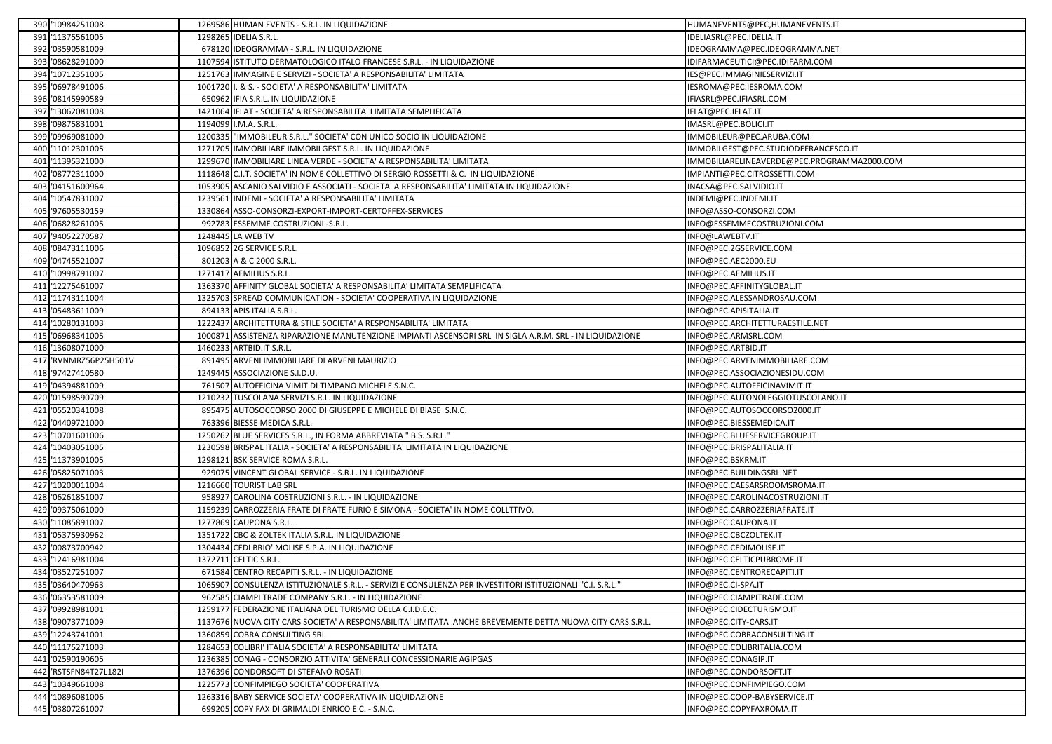| | | | | |
|---|---|---|---|---|
| 390 | '10984251008 | 1269586 | HUMAN EVENTS - S.R.L. IN LIQUIDAZIONE | HUMANEVENTS@PEC,HUMANEVENTS.IT |
| 391 | '11375561005 | 1298265 | IDELIA S.R.L. | IDELIASRL@PEC.IDELIA.IT |
| 392 | '03590581009 | 678120 | IDEOGRAMMA - S.R.L. IN LIQUIDAZIONE | IDEOGRAMMA@PEC.IDEOGRAMMA.NET |
| 393 | '08628291000 | 1107594 | ISTITUTO DERMATOLOGICO ITALO FRANCESE S.R.L. - IN LIQUIDAZIONE | IDIFARMACEUTICI@PEC.IDIFARM.COM |
| 394 | '10712351005 | 1251763 | IMMAGINE E SERVIZI - SOCIETA' A RESPONSABILITA' LIMITATA | IES@PEC.IMMAGINIESERVIZI.IT |
| 395 | '06978491006 | 1001720 | I. & S. - SOCIETA' A RESPONSABILITA' LIMITATA | IESROMA@PEC.IESROMA.COM |
| 396 | '08145990589 | 650962 | IFIA S.R.L. IN LIQUIDAZIONE | IFIASRL@PEC.IFIASRL.COM |
| 397 | '13062081008 | 1421064 | IFLAT - SOCIETA' A RESPONSABILITA' LIMITATA SEMPLIFICATA | IFLAT@PEC.IFLAT.IT |
| 398 | '09875831001 | 1194099 | I.M.A. S.R.L. | IMASRL@PEC.BOLICI.IT |
| 399 | '09969081000 | 1200335 | "IMMOBILEUR S.R.L." SOCIETA' CON UNICO SOCIO IN LIQUIDAZIONE | IMMOBILEUR@PEC.ARUBA.COM |
| 400 | '11012301005 | 1271705 | IMMOBILIARE IMMOBILGEST S.R.L. IN LIQUIDAZIONE | IMMOBILGEST@PEC.STUDIODEFRANCESCO.IT |
| 401 | '11395321000 | 1299670 | IMMOBILIARE LINEA VERDE - SOCIETA' A RESPONSABILITA' LIMITATA | IMMOBILIARELINEAVERDE@PEC.PROGRAMMA2000.COM |
| 402 | '08772311000 | 1118648 | C.I.T. SOCIETA' IN NOME COLLETTIVO DI SERGIO ROSSETTI & C. IN LIQUIDAZIONE | IMPIANTI@PEC.CITROSSETTI.COM |
| 403 | '04151600964 | 1053905 | ASCANIO SALVIDIO E ASSOCIATI - SOCIETA' A RESPONSABILITA' LIMITATA IN LIQUIDAZIONE | INACSA@PEC.SALVIDIO.IT |
| 404 | '10547831007 | 1239561 | INDEMI - SOCIETA' A RESPONSABILITA' LIMITATA | INDEMI@PEC.INDEMI.IT |
| 405 | '97605530159 | 1330864 | ASSO-CONSORZI-EXPORT-IMPORT-CERTOFFEX-SERVICES | INFO@ASSO-CONSORZI.COM |
| 406 | '06828261005 | 992783 | ESSEMME COSTRUZIONI -S.R.L. | INFO@ESSEMMECOSTRUZIONI.COM |
| 407 | '94052270587 | 1248445 | LA WEB TV | INFO@LAWEBTV.IT |
| 408 | '08473111006 | 1096852 | 2G SERVICE S.R.L. | INFO@PEC.2GSERVICE.COM |
| 409 | '04745521007 | 801203 | A & C 2000 S.R.L. | INFO@PEC.AEC2000.EU |
| 410 | '10998791007 | 1271417 | AEMILIUS S.R.L. | INFO@PEC.AEMILIUS.IT |
| 411 | '12275461007 | 1363370 | AFFINITY GLOBAL SOCIETA' A RESPONSABILITA' LIMITATA SEMPLIFICATA | INFO@PEC.AFFINITYGLOBAL.IT |
| 412 | '11743111004 | 1325703 | SPREAD COMMUNICATION - SOCIETA' COOPERATIVA IN LIQUIDAZIONE | INFO@PEC.ALESSANDROSAU.COM |
| 413 | '05483611009 | 894133 | APIS ITALIA S.R.L. | INFO@PEC.APISITALIA.IT |
| 414 | '10280131003 | 1222437 | ARCHITETTURA & STILE SOCIETA' A RESPONSABILITA' LIMITATA | INFO@PEC.ARCHITETTURAESTILE.NET |
| 415 | '06968341005 | 1000871 | ASSISTENZA RIPARAZIONE MANUTENZIONE IMPIANTI ASCENSORI SRL IN SIGLA A.R.M. SRL - IN LIQUIDAZIONE | INFO@PEC.ARMSRL.COM |
| 416 | '13608071000 | 1460233 | ARTBID.IT S.R.L. | INFO@PEC.ARTBID.IT |
| 417 | 'RVNMRZ56P25H501V | 891495 | ARVENI IMMOBILIARE DI ARVENI MAURIZIO | INFO@PEC.ARVENIMMOBILIARE.COM |
| 418 | '97427410580 | 1249445 | ASSOCIAZIONE S.I.D.U. | INFO@PEC.ASSOCIAZIONESIDU.COM |
| 419 | '04394881009 | 761507 | AUTOFFICINA VIMIT DI TIMPANO MICHELE S.N.C. | INFO@PEC.AUTOFFICINAVIMIT.IT |
| 420 | '01598590709 | 1210232 | TUSCOLANA SERVIZI S.R.L. IN LIQUIDAZIONE | INFO@PEC.AUTONOLEGGIOTUSCOLANO.IT |
| 421 | '05520341008 | 895475 | AUTOSOCCORSO 2000 DI GIUSEPPE E MICHELE DI BIASE S.N.C. | INFO@PEC.AUTOSOCCORSO2000.IT |
| 422 | '04409721000 | 763396 | BIESSE MEDICA S.R.L. | INFO@PEC.BIESSEMEDICA.IT |
| 423 | '10701601006 | 1250262 | BLUE SERVICES S.R.L., IN FORMA ABBREVIATA " B.S. S.R.L." | INFO@PEC.BLUESERVICEGROUP.IT |
| 424 | '10403051005 | 1230598 | BRISPAL ITALIA - SOCIETA' A RESPONSABILITA' LIMITATA IN LIQUIDAZIONE | INFO@PEC.BRISPALITALIA.IT |
| 425 | '11373901005 | 1298121 | BSK SERVICE ROMA S.R.L. | INFO@PEC.BSKRM.IT |
| 426 | '05825071003 | 929075 | VINCENT GLOBAL SERVICE - S.R.L. IN LIQUIDAZIONE | INFO@PEC.BUILDINGSRL.NET |
| 427 | '10200011004 | 1216660 | TOURIST LAB SRL | INFO@PEC.CAESARSROOMSROMA.IT |
| 428 | '06261851007 | 958927 | CAROLINA COSTRUZIONI S.R.L. - IN LIQUIDAZIONE | INFO@PEC.CAROLINACOSTRUZIONI.IT |
| 429 | '09375061000 | 1159239 | CARROZZERIA FRATE DI FRATE FURIO E SIMONA - SOCIETA' IN NOME COLLTTIVO. | INFO@PEC.CARROZZERIAFRATE.IT |
| 430 | '11085891007 | 1277869 | CAUPONA S.R.L. | INFO@PEC.CAUPONA.IT |
| 431 | '05375930962 | 1351722 | CBC & ZOLTEK ITALIA S.R.L. IN LIQUIDAZIONE | INFO@PEC.CBCZOLTEK.IT |
| 432 | '00873700942 | 1304434 | CEDI BRIO' MOLISE S.P.A. IN LIQUIDAZIONE | INFO@PEC.CEDIMOLISE.IT |
| 433 | '12416981004 | 1372711 | CELTIC S.R.L. | INFO@PEC.CELTICPUBROME.IT |
| 434 | '03527251007 | 671584 | CENTRO RECAPITI S.R.L. - IN LIQUIDAZIONE | INFO@PEC.CENTRORECAPITI.IT |
| 435 | '03640470963 | 1065907 | CONSULENZA ISTITUZIONALE S.R.L. - SERVIZI E CONSULENZA PER INVESTITORI ISTITUZIONALI "C.I. S.R.L." | INFO@PEC.CI-SPA.IT |
| 436 | '06353581009 | 962585 | CIAMPI TRADE COMPANY S.R.L. - IN LIQUIDAZIONE | INFO@PEC.CIAMPITRADE.COM |
| 437 | '09928981001 | 1259177 | FEDERAZIONE ITALIANA DEL TURISMO DELLA C.I.D.E.C. | INFO@PEC.CIDECTURISMO.IT |
| 438 | '09073771009 | 1137676 | NUOVA CITY CARS SOCIETA' A RESPONSABILITA' LIMITATA ANCHE BREVEMENTE DETTA NUOVA CITY CARS S.R.L. | INFO@PEC.CITY-CARS.IT |
| 439 | '12243741001 | 1360859 | COBRA CONSULTING SRL | INFO@PEC.COBRACONSULTING.IT |
| 440 | '11175271003 | 1284653 | COLIBRI' ITALIA SOCIETA' A RESPONSABILITA' LIMITATA | INFO@PEC.COLIBRITALIA.COM |
| 441 | '02590190605 | 1236385 | CONAG - CONSORZIO ATTIVITA' GENERALI CONCESSIONARIE AGIPGAS | INFO@PEC.CONAGIP.IT |
| 442 | 'RSTSFN84T27L182I | 1376396 | CONDORSOFT DI STEFANO ROSATI | INFO@PEC.CONDORSOFT.IT |
| 443 | '10349661008 | 1225773 | CONFIMPIEGO SOCIETA' COOPERATIVA | INFO@PEC.CONFIMPIEGO.COM |
| 444 | '10896081006 | 1263316 | BABY SERVICE SOCIETA' COOPERATIVA IN LIQUIDAZIONE | INFO@PEC.COOP-BABYSERVICE.IT |
| 445 | '03807261007 | 699205 | COPY FAX DI GRIMALDI ENRICO E C. - S.N.C. | INFO@PEC.COPYFAXROMA.IT |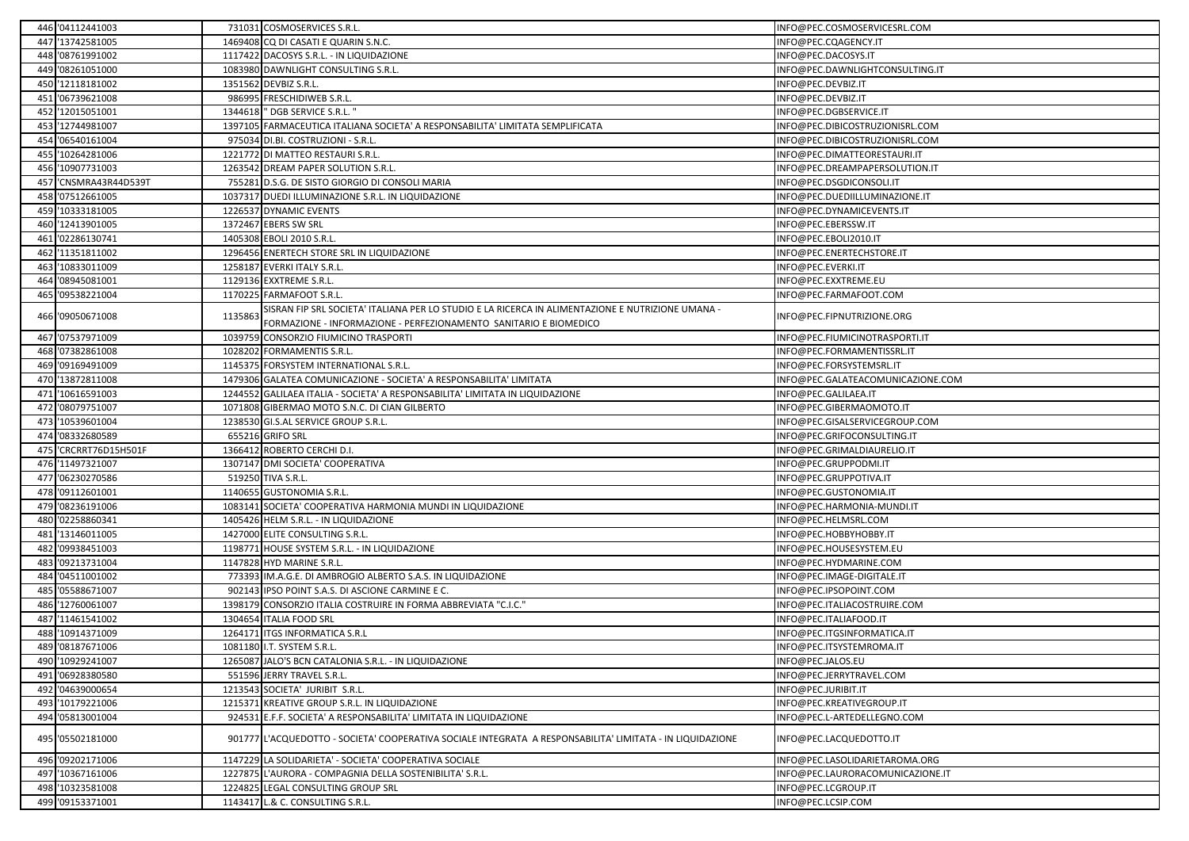| | | | | |
|---|---|---|---|---|
| 446 | '04112441003 | 731031 | COSMOSERVICES S.R.L. | INFO@PEC.COSMOSERVICESRL.COM |
| 447 | '13742581005 | 1469408 | CQ DI CASATI E QUARIN S.N.C. | INFO@PEC.CQAGENCY.IT |
| 448 | '08761991002 | 1117422 | DACOSYS S.R.L. - IN LIQUIDAZIONE | INFO@PEC.DACOSYS.IT |
| 449 | '08261051000 | 1083980 | DAWNLIGHT CONSULTING S.R.L. | INFO@PEC.DAWNLIGHTCONSULTING.IT |
| 450 | '12118181002 | 1351562 | DEVBIZ S.R.L. | INFO@PEC.DEVBIZ.IT |
| 451 | '06739621008 | 986995 | FRESCHIDIWEB S.R.L. | INFO@PEC.DEVBIZ.IT |
| 452 | '12015051001 | 1344618 | " DGB SERVICE S.R.L. " | INFO@PEC.DGBSERVICE.IT |
| 453 | '12744981007 | 1397105 | FARMACEUTICA ITALIANA SOCIETA' A RESPONSABILITA' LIMITATA SEMPLIFICATA | INFO@PEC.DIBICOSTRUZIONISRL.COM |
| 454 | '06540161004 | 975034 | DI.BI. COSTRUZIONI - S.R.L. | INFO@PEC.DIBICOSTRUZIONISRL.COM |
| 455 | '10264281006 | 1221772 | DI MATTEO RESTAURI S.R.L. | INFO@PEC.DIMATTEORESTAURI.IT |
| 456 | '10907731003 | 1263542 | DREAM PAPER SOLUTION S.R.L. | INFO@PEC.DREAMPAPERSOLUTION.IT |
| 457 | 'CNSMRA43R44D539T | 755281 | D.S.G. DE SISTO GIORGIO DI CONSOLI MARIA | INFO@PEC.DSGDICONSOLI.IT |
| 458 | '07512661005 | 1037317 | DUEDI ILLUMINAZIONE S.R.L. IN LIQUIDAZIONE | INFO@PEC.DUEDIILLUMINAZIONE.IT |
| 459 | '10333181005 | 1226537 | DYNAMIC EVENTS | INFO@PEC.DYNAMICEVENTS.IT |
| 460 | '12413901005 | 1372467 | EBERS SW SRL | INFO@PEC.EBERSSW.IT |
| 461 | '02286130741 | 1405308 | EBOLI 2010 S.R.L. | INFO@PEC.EBOLI2010.IT |
| 462 | '11351811002 | 1296456 | ENERTECH STORE SRL IN LIQUIDAZIONE | INFO@PEC.ENERTECHSTORE.IT |
| 463 | '10833011009 | 1258187 | EVERKI ITALY S.R.L. | INFO@PEC.EVERKI.IT |
| 464 | '08945081001 | 1129136 | EXXTREME S.R.L. | INFO@PEC.EXXTREME.EU |
| 465 | '09538221004 | 1170225 | FARMAFOOT S.R.L. | INFO@PEC.FARMAFOOT.COM |
| 466 | '09050671008 | 1135863 | SISRAN FIP SRL SOCIETA' ITALIANA PER LO STUDIO E LA RICERCA IN ALIMENTAZIONE E NUTRIZIONE UMANA - FORMAZIONE - INFORMAZIONE - PERFEZIONAMENTO SANITARIO E BIOMEDICO | INFO@PEC.FIPNUTRIZIONE.ORG |
| 467 | '07537971009 | 1039759 | CONSORZIO FIUMICINO TRASPORTI | INFO@PEC.FIUMICINOTRASPORTI.IT |
| 468 | '07382861008 | 1028202 | FORMAMENTIS S.R.L. | INFO@PEC.FORMAMENTISSRL.IT |
| 469 | '09169491009 | 1145375 | FORSYSTEM INTERNATIONAL S.R.L. | INFO@PEC.FORSYSTEMSRL.IT |
| 470 | '13872811008 | 1479306 | GALATEA COMUNICAZIONE - SOCIETA' A RESPONSABILITA' LIMITATA | INFO@PEC.GALATEACOMUNICAZIONE.COM |
| 471 | '10616591003 | 1244552 | GALILAEA ITALIA - SOCIETA' A RESPONSABILITA' LIMITATA IN LIQUIDAZIONE | INFO@PEC.GALILAEA.IT |
| 472 | '08079751007 | 1071808 | GIBERMAO MOTO S.N.C. DI CIAN GILBERTO | INFO@PEC.GIBERMAOMOTO.IT |
| 473 | '10539601004 | 1238530 | GI.S.AL SERVICE GROUP S.R.L. | INFO@PEC.GISALSERVICEGROUP.COM |
| 474 | '08332680589 | 655216 | GRIFO SRL | INFO@PEC.GRIFOCONSULTING.IT |
| 475 | 'CRCRRT76D15H501F | 1366412 | ROBERTO CERCHI D.I. | INFO@PEC.GRIMALDIAURELIO.IT |
| 476 | '11497321007 | 1307147 | DMI SOCIETA' COOPERATIVA | INFO@PEC.GRUPPODMI.IT |
| 477 | '06230270586 | 519250 | TIVA S.R.L. | INFO@PEC.GRUPPOTIVA.IT |
| 478 | '09112601001 | 1140655 | GUSTONOMIA S.R.L. | INFO@PEC.GUSTONOMIA.IT |
| 479 | '08236191006 | 1083141 | SOCIETA' COOPERATIVA HARMONIA MUNDI IN LIQUIDAZIONE | INFO@PEC.HARMONIA-MUNDI.IT |
| 480 | '02258860341 | 1405426 | HELM S.R.L. - IN LIQUIDAZIONE | INFO@PEC.HELMSRL.COM |
| 481 | '13146011005 | 1427000 | ELITE CONSULTING S.R.L. | INFO@PEC.HOBBYHOBBY.IT |
| 482 | '09938451003 | 1198771 | HOUSE SYSTEM S.R.L. - IN LIQUIDAZIONE | INFO@PEC.HOUSESYSTEM.EU |
| 483 | '09213731004 | 1147828 | HYD MARINE S.R.L. | INFO@PEC.HYDMARINE.COM |
| 484 | '04511001002 | 773393 | IM.A.G.E. DI AMBROGIO ALBERTO S.A.S. IN LIQUIDAZIONE | INFO@PEC.IMAGE-DIGITALE.IT |
| 485 | '05588671007 | 902143 | IPSO POINT S.A.S. DI ASCIONE CARMINE E C. | INFO@PEC.IPSOPOINT.COM |
| 486 | '12760061007 | 1398179 | CONSORZIO ITALIA COSTRUIRE IN FORMA ABBREVIATA "C.I.C." | INFO@PEC.ITALIACOSTRUIRE.COM |
| 487 | '11461541002 | 1304654 | ITALIA FOOD SRL | INFO@PEC.ITALIAFOOD.IT |
| 488 | '10914371009 | 1264171 | ITGS INFORMATICA S.R.L | INFO@PEC.ITGSINFORMATICA.IT |
| 489 | '08187671006 | 1081180 | I.T. SYSTEM S.R.L. | INFO@PEC.ITSYSTEMROMA.IT |
| 490 | '10929241007 | 1265087 | JALO'S BCN CATALONIA S.R.L. - IN LIQUIDAZIONE | INFO@PEC.JALOS.EU |
| 491 | '06928380580 | 551596 | JERRY TRAVEL S.R.L. | INFO@PEC.JERRYTRAVEL.COM |
| 492 | '04639000654 | 1213543 | SOCIETA' JURIBIT S.R.L. | INFO@PEC.JURIBIT.IT |
| 493 | '10179221006 | 1215371 | KREATIVE GROUP S.R.L. IN LIQUIDAZIONE | INFO@PEC.KREATIVEGROUP.IT |
| 494 | '05813001004 | 924531 | E.F.F. SOCIETA' A RESPONSABILITA' LIMITATA IN LIQUIDAZIONE | INFO@PEC.L-ARTEDELLEGNO.COM |
| 495 | '05502181000 | 901777 | L'ACQUEDOTTO - SOCIETA' COOPERATIVA SOCIALE INTEGRATA A RESPONSABILITA' LIMITATA - IN LIQUIDAZIONE | INFO@PEC.LACQUEDOTTO.IT |
| 496 | '09202171006 | 1147229 | LA SOLIDARIETA' - SOCIETA' COOPERATIVA SOCIALE | INFO@PEC.LASOLIDARIETAROMA.ORG |
| 497 | '10367161006 | 1227875 | L'AURORA - COMPAGNIA DELLA SOSTENIBILITA' S.R.L. | INFO@PEC.LAURORACOMUNICAZIONE.IT |
| 498 | '10323581008 | 1224825 | LEGAL CONSULTING GROUP SRL | INFO@PEC.LCGROUP.IT |
| 499 | '09153371001 | 1143417 | L.& C. CONSULTING S.R.L. | INFO@PEC.LCSIP.COM |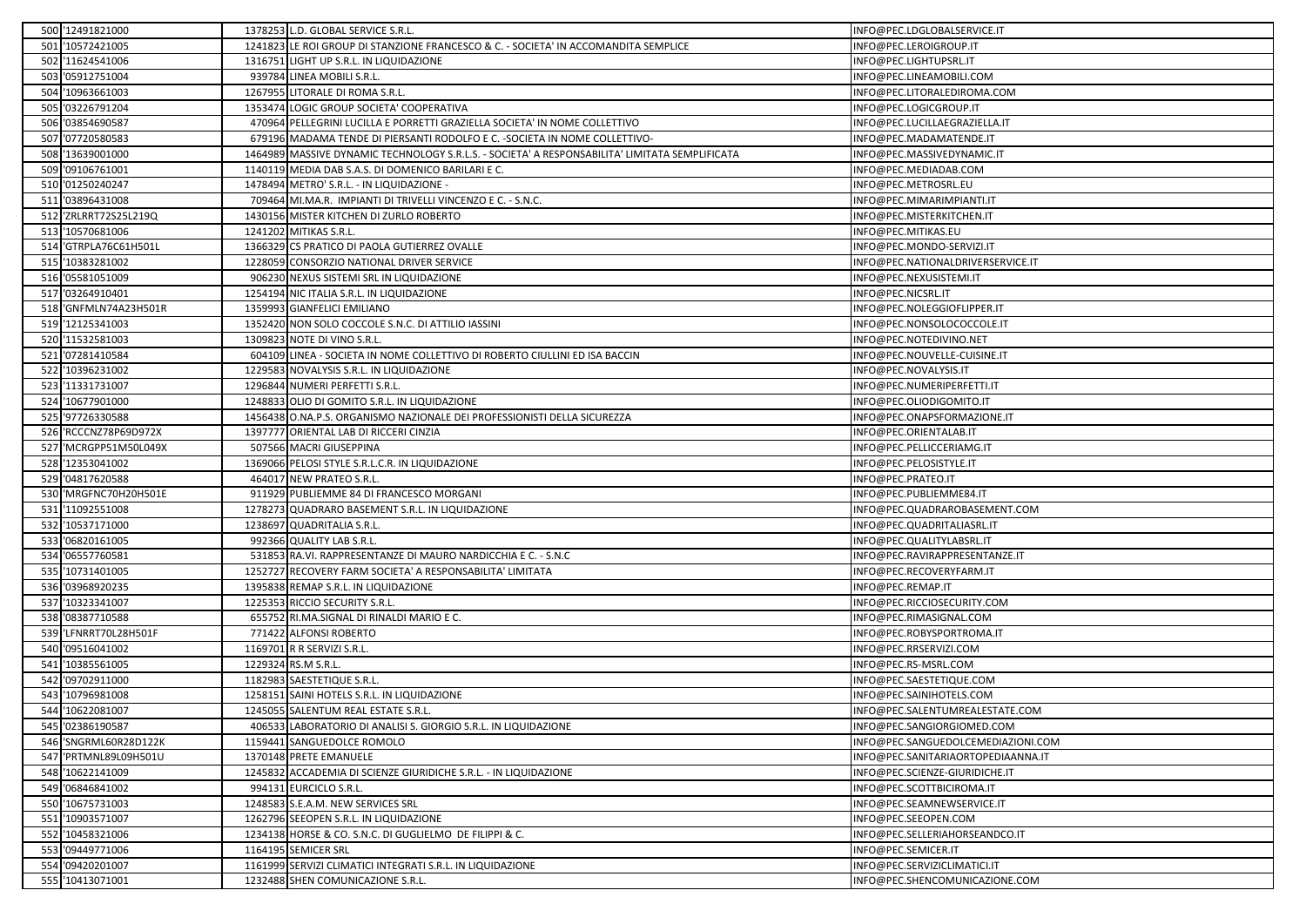| | | | | |
|---|---|---|---|---|
| 500 | '12491821000 | 1378253 | L.D. GLOBAL SERVICE S.R.L. | INFO@PEC.LDGLOBALSERVICE.IT |
| 501 | '10572421005 | 1241823 | LE ROI GROUP DI STANZIONE FRANCESCO & C. - SOCIETA' IN ACCOMANDITA SEMPLICE | INFO@PEC.LEROIGROUP.IT |
| 502 | '11624541006 | 1316751 | LIGHT UP S.R.L. IN LIQUIDAZIONE | INFO@PEC.LIGHTUPSRL.IT |
| 503 | '05912751004 | 939784 | LINEA MOBILI S.R.L. | INFO@PEC.LINEAMOBILI.COM |
| 504 | '10963661003 | 1267955 | LITORALE DI ROMA S.R.L. | INFO@PEC.LITORALEDIROMA.COM |
| 505 | '03226791204 | 1353474 | LOGIC GROUP SOCIETA' COOPERATIVA | INFO@PEC.LOGICGROUP.IT |
| 506 | '03854690587 | 470964 | PELLEGRINI LUCILLA E PORRETTI GRAZIELLA SOCIETA' IN NOME COLLETTIVO | INFO@PEC.LUCILLAEGRAZIELLA.IT |
| 507 | '07720580583 | 679196 | MADAMA TENDE DI PIERSANTI RODOLFO E C. -SOCIETA IN NOME COLLETTIVO- | INFO@PEC.MADAMATENDE.IT |
| 508 | '13639001000 | 1464989 | MASSIVE DYNAMIC TECHNOLOGY S.R.L.S. - SOCIETA' A RESPONSABILITA' LIMITATA SEMPLIFICATA | INFO@PEC.MASSIVEDYNAMIC.IT |
| 509 | '09106761001 | 1140119 | MEDIA DAB S.A.S. DI DOMENICO BARILARI E C. | INFO@PEC.MEDIADAB.COM |
| 510 | '01250240247 | 1478494 | METRO' S.R.L. - IN LIQUIDAZIONE - | INFO@PEC.METROSRL.EU |
| 511 | '03896431008 | 709464 | MI.MA.R. IMPIANTI DI TRIVELLI VINCENZO E C. - S.N.C. | INFO@PEC.MIMARIMPIANTI.IT |
| 512 | 'ZRLRRT72S25L219Q | 1430156 | MISTER KITCHEN DI ZURLO ROBERTO | INFO@PEC.MISTERKITCHEN.IT |
| 513 | '10570681006 | 1241202 | MITIKAS S.R.L. | INFO@PEC.MITIKAS.EU |
| 514 | 'GTRPLA76C61H501L | 1366329 | CS PRATICO DI PAOLA GUTIERREZ OVALLE | INFO@PEC.MONDO-SERVIZI.IT |
| 515 | '10383281002 | 1228059 | CONSORZIO NATIONAL DRIVER SERVICE | INFO@PEC.NATIONALDRIVERSERVICE.IT |
| 516 | '05581051009 | 906230 | NEXUS SISTEMI SRL IN LIQUIDAZIONE | INFO@PEC.NEXUSISTEMI.IT |
| 517 | '03264910401 | 1254194 | NIC ITALIA S.R.L. IN LIQUIDAZIONE | INFO@PEC.NICSRL.IT |
| 518 | 'GNFMLN74A23H501R | 1359993 | GIANFELICI EMILIANO | INFO@PEC.NOLEGGIOFLIPPER.IT |
| 519 | '12125341003 | 1352420 | NON SOLO COCCOLE S.N.C. DI ATTILIO IASSINI | INFO@PEC.NONSOLOCOCCOLE.IT |
| 520 | '11532581003 | 1309823 | NOTE DI VINO S.R.L. | INFO@PEC.NOTEDIVINO.NET |
| 521 | '07281410584 | 604109 | LINEA - SOCIETA IN NOME COLLETTIVO DI ROBERTO CIULLINI ED ISA BACCIN | INFO@PEC.NOUVELLE-CUISINE.IT |
| 522 | '10396231002 | 1229583 | NOVALYSIS S.R.L. IN LIQUIDAZIONE | INFO@PEC.NOVALYSIS.IT |
| 523 | '11331731007 | 1296844 | NUMERI PERFETTI S.R.L. | INFO@PEC.NUMERIPERFETTI.IT |
| 524 | '10677901000 | 1248833 | OLIO DI GOMITO S.R.L. IN LIQUIDAZIONE | INFO@PEC.OLIODIGOMITO.IT |
| 525 | '97726330588 | 1456438 | O.NA.P.S. ORGANISMO NAZIONALE DEI PROFESSIONISTI DELLA SICUREZZA | INFO@PEC.ONAPSFORMAZIONE.IT |
| 526 | 'RCCCNZ78P69D972X | 1397777 | ORIENTAL LAB DI RICCERI CINZIA | INFO@PEC.ORIENTALAB.IT |
| 527 | 'MCRGPP51M50L049X | 507566 | MACRI GIUSEPPINA | INFO@PEC.PELLICCERIAMG.IT |
| 528 | '12353041002 | 1369066 | PELOSI STYLE S.R.L.C.R. IN LIQUIDAZIONE | INFO@PEC.PELOSISTYLE.IT |
| 529 | '04817620588 | 464017 | NEW PRATEO S.R.L. | INFO@PEC.PRATEO.IT |
| 530 | 'MRGFNC70H20H501E | 911929 | PUBLIEMME 84 DI FRANCESCO MORGANI | INFO@PEC.PUBLIEMME84.IT |
| 531 | '11092551008 | 1278273 | QUADRARO BASEMENT S.R.L. IN LIQUIDAZIONE | INFO@PEC.QUADRAROBASEMENT.COM |
| 532 | '10537171000 | 1238697 | QUADRITALIA S.R.L. | INFO@PEC.QUADRITALIASRL.IT |
| 533 | '06820161005 | 992366 | QUALITY LAB S.R.L. | INFO@PEC.QUALITYLABSRL.IT |
| 534 | '06557760581 | 531853 | RA.VI. RAPPRESENTANZE DI MAURO NARDICCHIA E C. - S.N.C | INFO@PEC.RAVIRAPPRESENTANZE.IT |
| 535 | '10731401005 | 1252727 | RECOVERY FARM SOCIETA' A RESPONSABILITA' LIMITATA | INFO@PEC.RECOVERYFARM.IT |
| 536 | '03968920235 | 1395838 | REMAP S.R.L. IN LIQUIDAZIONE | INFO@PEC.REMAP.IT |
| 537 | '10323341007 | 1225353 | RICCIO SECURITY S.R.L. | INFO@PEC.RICCIOSECURITY.COM |
| 538 | '08387710588 | 655752 | RI.MA.SIGNAL DI RINALDI MARIO E C. | INFO@PEC.RIMASIGNAL.COM |
| 539 | 'LFNRRT70L28H501F | 771422 | ALFONSI ROBERTO | INFO@PEC.ROBYSPORTROMA.IT |
| 540 | '09516041002 | 1169701 | R R SERVIZI S.R.L. | INFO@PEC.RRSERVIZI.COM |
| 541 | '10385561005 | 1229324 | RS.M S.R.L. | INFO@PEC.RS-MSRL.COM |
| 542 | '09702911000 | 1182983 | SAESTETIQUE S.R.L. | INFO@PEC.SAESTETIQUE.COM |
| 543 | '10796981008 | 1258151 | SAINI HOTELS S.R.L. IN LIQUIDAZIONE | INFO@PEC.SAINIHOTELS.COM |
| 544 | '10622081007 | 1245055 | SALENTUM REAL ESTATE S.R.L. | INFO@PEC.SALENTUMREALESTATE.COM |
| 545 | '02386190587 | 406533 | LABORATORIO DI ANALISI S. GIORGIO S.R.L. IN LIQUIDAZIONE | INFO@PEC.SANGIORGIOMED.COM |
| 546 | 'SNGRML60R28D122K | 1159441 | SANGUEDOLCE ROMOLO | INFO@PEC.SANGUEDOLCEMEDIAZIONI.COM |
| 547 | 'PRTMNL89L09H501U | 1370148 | PRETE EMANUELE | INFO@PEC.SANITARIAORTOPEDIAANNA.IT |
| 548 | '10622141009 | 1245832 | ACCADEMIA DI SCIENZE GIURIDICHE S.R.L. - IN LIQUIDAZIONE | INFO@PEC.SCIENZE-GIURIDICHE.IT |
| 549 | '06846841002 | 994131 | EURCICLO S.R.L. | INFO@PEC.SCOTTBICIROMA.IT |
| 550 | '10675731003 | 1248583 | S.E.A.M. NEW SERVICES SRL | INFO@PEC.SEAMNEWSERVICE.IT |
| 551 | '10903571007 | 1262796 | SEEOPEN S.R.L. IN LIQUIDAZIONE | INFO@PEC.SEEOPEN.COM |
| 552 | '10458321006 | 1234138 | HORSE & CO. S.N.C. DI GUGLIELMO DE FILIPPI & C. | INFO@PEC.SELLERIAHORSEANDCO.IT |
| 553 | '09449771006 | 1164195 | SEMICER SRL | INFO@PEC.SEMICER.IT |
| 554 | '09420201007 | 1161999 | SERVIZI CLIMATICI INTEGRATI S.R.L. IN LIQUIDAZIONE | INFO@PEC.SERVIZICLIMATICI.IT |
| 555 | '10413071001 | 1232488 | SHEN COMUNICAZIONE S.R.L. | INFO@PEC.SHENCOMUNICAZIONE.COM |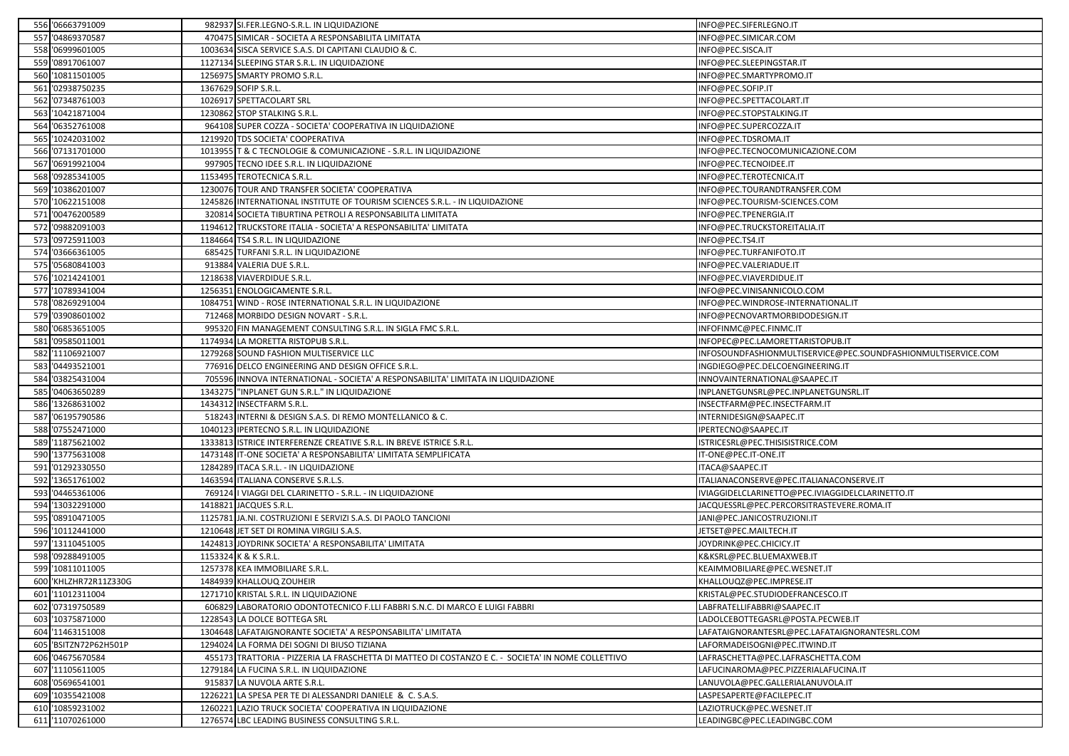| | | | | |
|---|---|---|---|---|
| 556 | '06663791009 | 982937 | SI.FER.LEGNO-S.R.L. IN LIQUIDAZIONE | INFO@PEC.SIFERLEGNO.IT |
| 557 | '04869370587 | 470475 | SIMICAR - SOCIETA A RESPONSABILITA LIMITATA | INFO@PEC.SIMICAR.COM |
| 558 | '06999601005 | 1003634 | SISCA SERVICE S.A.S. DI CAPITANI CLAUDIO & C. | INFO@PEC.SISCA.IT |
| 559 | '08917061007 | 1127134 | SLEEPING STAR S.R.L. IN LIQUIDAZIONE | INFO@PEC.SLEEPINGSTAR.IT |
| 560 | '10811501005 | 1256975 | SMARTY PROMO S.R.L. | INFO@PEC.SMARTYPROMO.IT |
| 561 | '02938750235 | 1367629 | SOFIP S.R.L. | INFO@PEC.SOFIP.IT |
| 562 | '07348761003 | 1026917 | SPETTACOLART SRL | INFO@PEC.SPETTACOLART.IT |
| 563 | '10421871004 | 1230862 | STOP STALKING S.R.L. | INFO@PEC.STOPSTALKING.IT |
| 564 | '06352761008 | 964108 | SUPER COZZA - SOCIETA' COOPERATIVA IN LIQUIDAZIONE | INFO@PEC.SUPERCOZZA.IT |
| 565 | '10242031002 | 1219920 | TDS SOCIETA' COOPERATIVA | INFO@PEC.TDSROMA.IT |
| 566 | '07131701000 | 1013955 | T & C TECNOLOGIE & COMUNICAZIONE - S.R.L. IN LIQUIDAZIONE | INFO@PEC.TECNOCOMUNICAZIONE.COM |
| 567 | '06919921004 | 997905 | TECNO IDEE S.R.L. IN LIQUIDAZIONE | INFO@PEC.TECNOIDEE.IT |
| 568 | '09285341005 | 1153495 | TEROTECNICA S.R.L. | INFO@PEC.TEROTECNICA.IT |
| 569 | '10386201007 | 1230076 | TOUR AND TRANSFER SOCIETA' COOPERATIVA | INFO@PEC.TOURANDTRANSFER.COM |
| 570 | '10622151008 | 1245826 | INTERNATIONAL INSTITUTE OF TOURISM SCIENCES S.R.L. - IN LIQUIDAZIONE | INFO@PEC.TOURISM-SCIENCES.COM |
| 571 | '00476200589 | 320814 | SOCIETA TIBURTINA PETROLI A RESPONSABILITA LIMITATA | INFO@PEC.TPENERGIA.IT |
| 572 | '09882091003 | 1194612 | TRUCKSTORE ITALIA - SOCIETA' A RESPONSABILITA' LIMITATA | INFO@PEC.TRUCKSTOREITALIA.IT |
| 573 | '09725911003 | 1184664 | TS4 S.R.L. IN LIQUIDAZIONE | INFO@PEC.TS4.IT |
| 574 | '03666361005 | 685425 | TURFANI S.R.L. IN LIQUIDAZIONE | INFO@PEC.TURFANIFOTO.IT |
| 575 | '05680841003 | 913884 | VALERIA DUE S.R.L. | INFO@PEC.VALERIADUE.IT |
| 576 | '10214241001 | 1218638 | VIAVERDIDUE S.R.L. | INFO@PEC.VIAVERDIDUE.IT |
| 577 | '10789341004 | 1256351 | ENOLOGICAMENTE S.R.L. | INFO@PEC.VINISANNICOLO.COM |
| 578 | '08269291004 | 1084751 | WIND - ROSE INTERNATIONAL S.R.L. IN LIQUIDAZIONE | INFO@PEC.WINDROSE-INTERNATIONAL.IT |
| 579 | '03908601002 | 712468 | MORBIDO DESIGN NOVART - S.R.L. | INFO@PECNOVARTMORBIDODESIGN.IT |
| 580 | '06853651005 | 995320 | FIN MANAGEMENT CONSULTING S.R.L. IN SIGLA FMC S.R.L. | INFOFINMC@PEC.FINMC.IT |
| 581 | '09585011001 | 1174934 | LA MORETTA RISTOPUB S.R.L. | INFOPEC@PEC.LAMORETTARISTOPUB.IT |
| 582 | '11106921007 | 1279268 | SOUND FASHION MULTISERVICE LLC | INFOSOUNDFASHIONMULTISERVICE@PEC.SOUNDFASHIONMULTISERVICE.COM |
| 583 | '04493521001 | 776916 | DELCO ENGINEERING AND DESIGN OFFICE S.R.L. | INGDIEGO@PEC.DELCOENGINEERING.IT |
| 584 | '03825431004 | 705596 | INNOVA INTERNATIONAL - SOCIETA' A RESPONSABILITA' LIMITATA IN LIQUIDAZIONE | INNOVAINTERNATIONAL@SAAPEC.IT |
| 585 | '04063650289 | 1343275 | "INPLANET GUN S.R.L." IN LIQUIDAZIONE | INPLANETGUNSRL@PEC.INPLANETGUNSRL.IT |
| 586 | '13268631002 | 1434312 | INSECTFARM S.R.L. | INSECTFARM@PEC.INSECTFARM.IT |
| 587 | '06195790586 | 518243 | INTERNI & DESIGN S.A.S. DI REMO MONTELLANICO & C. | INTERNIDESIGN@SAAPEC.IT |
| 588 | '07552471000 | 1040123 | IPERTECNO S.R.L. IN LIQUIDAZIONE | IPERTECNO@SAAPEC.IT |
| 589 | '11875621002 | 1333813 | ISTRICE INTERFERENZE CREATIVE S.R.L. IN BREVE ISTRICE S.R.L. | ISTRICESRL@PEC.THISISISTRICE.COM |
| 590 | '13775631008 | 1473148 | IT-ONE SOCIETA' A RESPONSABILITA' LIMITATA SEMPLIFICATA | IT-ONE@PEC.IT-ONE.IT |
| 591 | '01292330550 | 1284289 | ITACA S.R.L. - IN LIQUIDAZIONE | ITACA@SAAPEC.IT |
| 592 | '13651761002 | 1463594 | ITALIANA CONSERVE S.R.L.S. | ITALIANACONSERVE@PEC.ITALIANACONSERVE.IT |
| 593 | '04465361006 | 769124 | I VIAGGI DEL CLARINETTO - S.R.L. - IN LIQUIDAZIONE | IVIAGGIDELCLARINETTO@PEC.IVIAGGIDELCLARINETTO.IT |
| 594 | '13032291000 | 1418821 | JACQUES S.R.L. | JACQUESSRL@PEC.PERCORSITRASTEVERE.ROMA.IT |
| 595 | '08910471005 | 1125781 | JA.NI. COSTRUZIONI E SERVIZI S.A.S. DI PAOLO TANCIONI | JANI@PEC.JANICOSTRUZIONI.IT |
| 596 | '10112441000 | 1210648 | JET SET DI ROMINA VIRGILI S.A.S. | JETSET@PEC.MAILTECH.IT |
| 597 | '13110451005 | 1424813 | JOYDRINK SOCIETA' A RESPONSABILITA' LIMITATA | JOYDRINK@PEC.CHICICY.IT |
| 598 | '09288491005 | 1153324 | K & K S.R.L. | K&KSRL@PEC.BLUEMAXWEB.IT |
| 599 | '10811011005 | 1257378 | KEA IMMOBILIARE S.R.L. | KEAIMMOBILIARE@PEC.WESNET.IT |
| 600 | 'KHLZHR72R11Z330G | 1484939 | KHALLOUQ ZOUHEIR | KHALLOUQZ@PEC.IMPRESE.IT |
| 601 | '11012311004 | 1271710 | KRISTAL S.R.L. IN LIQUIDAZIONE | KRISTAL@PEC.STUDIODEFRANCESCO.IT |
| 602 | '07319750589 | 606829 | LABORATORIO ODONTOTECNICO F.LLI FABBRI S.N.C. DI MARCO E LUIGI FABBRI | LABFRATELLIFABBRI@SAAPEC.IT |
| 603 | '10375871000 | 1228543 | LA DOLCE BOTTEGA SRL | LADOLCEBOTTEGASRL@POSTA.PECWEB.IT |
| 604 | '11463151008 | 1304648 | LAFATAIGNORANTE SOCIETA' A RESPONSABILITA' LIMITATA | LAFATAIGNORANTESRL@PEC.LAFATAIGNORANTESRL.COM |
| 605 | 'BSITZN72P62H501P | 1294024 | LA FORMA DEI SOGNI DI BIUSO TIZIANA | LAFORMADEISOGNI@PEC.ITWIND.IT |
| 606 | '04675670584 | 455173 | TRATTORIA - PIZZERIA LA FRASCHETTA DI MATTEO DI COSTANZO E C. - SOCIETA' IN NOME COLLETTIVO | LAFRASCHETTA@PEC.LAFRASCHETTA.COM |
| 607 | '11105611005 | 1279184 | LA FUCINA S.R.L. IN LIQUIDAZIONE | LAFUCINAROMA@PEC.PIZZERIALAFUCINA.IT |
| 608 | '05696541001 | 915837 | LA NUVOLA ARTE S.R.L. | LANUVOLA@PEC.GALLERIALANUVOLA.IT |
| 609 | '10355421008 | 1226221 | LA SPESA PER TE DI ALESSANDRI DANIELE & C. S.A.S. | LASPESAPERTE@FACILEPEC.IT |
| 610 | '10859231002 | 1260221 | LAZIO TRUCK SOCIETA' COOPERATIVA IN LIQUIDAZIONE | LAZIOTRUCK@PEC.WESNET.IT |
| 611 | '11070261000 | 1276574 | LBC LEADING BUSINESS CONSULTING S.R.L. | LEADINGBC@PEC.LEADINGBC.COM |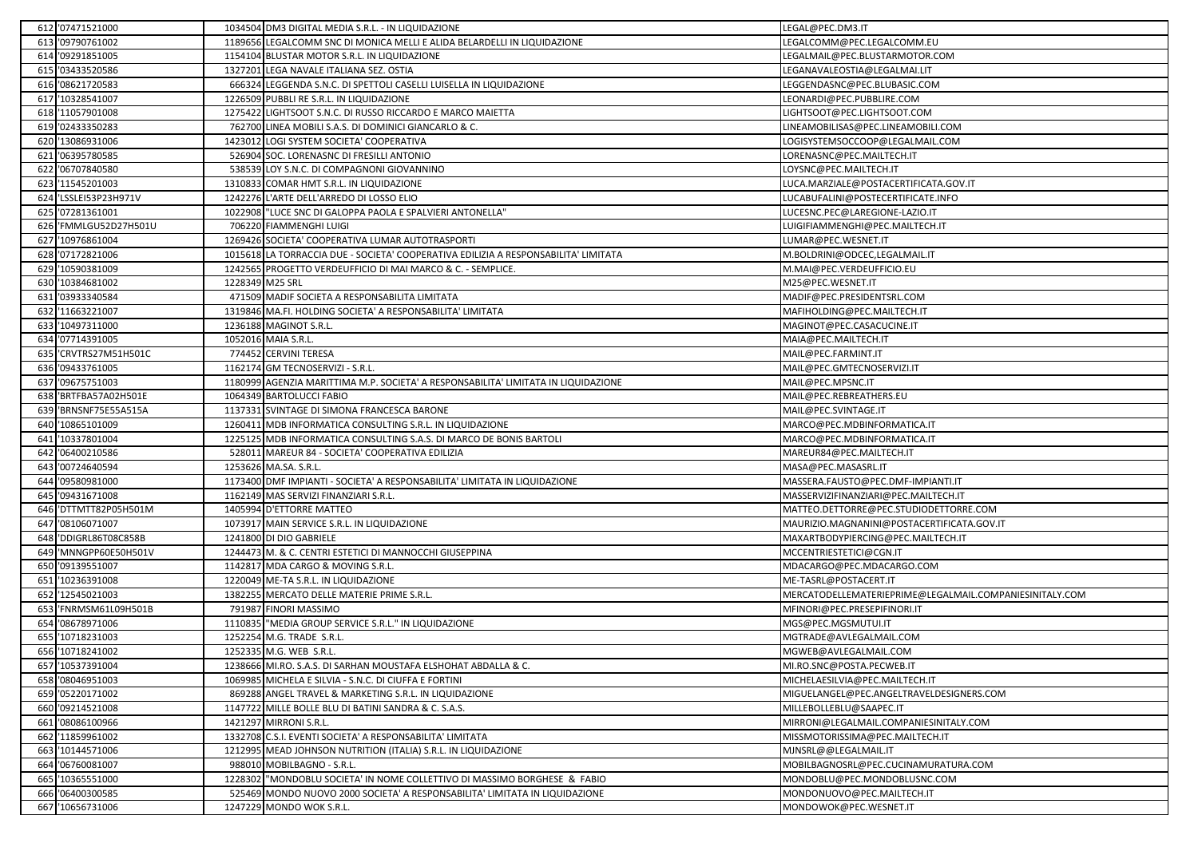| | | | | |
|---|---|---|---|---|
| 612 | '07471521000 | 1034504 | DM3 DIGITAL MEDIA S.R.L. - IN LIQUIDAZIONE | LEGAL@PEC.DM3.IT |
| 613 | '09790761002 | 1189656 | LEGALCOMM SNC DI MONICA MELLI E ALIDA BELARDELLI IN LIQUIDAZIONE | LEGALCOMM@PEC.LEGALCOMM.EU |
| 614 | '09291851005 | 1154104 | BLUSTAR MOTOR S.R.L. IN LIQUIDAZIONE | LEGALMAIL@PEC.BLUSTARMOTOR.COM |
| 615 | '03433520586 | 1327201 | LEGA NAVALE ITALIANA SEZ. OSTIA | LEGANAVALEOSTIA@LEGALMAI.LIT |
| 616 | '08621720583 | 666324 | LEGGENDA S.N.C. DI SPETTOLI CASELLI LUISELLA IN LIQUIDAZIONE | LEGGENDASNC@PEC.BLUBASIC.COM |
| 617 | '10328541007 | 1226509 | PUBBLI RE S.R.L. IN LIQUIDAZIONE | LEONARDI@PEC.PUBBLIRE.COM |
| 618 | '11057901008 | 1275422 | LIGHTSOOT S.N.C. DI RUSSO RICCARDO E MARCO MAIETTA | LIGHTSOOT@PEC.LIGHTSOOT.COM |
| 619 | '02433350283 | 762700 | LINEA MOBILI S.A.S. DI DOMINICI GIANCARLO & C. | LINEAMOBILISAS@PEC.LINEAMOBILI.COM |
| 620 | '13086931006 | 1423012 | LOGI SYSTEM SOCIETA' COOPERATIVA | LOGISYSTEMSOCCOOP@LEGALMAIL.COM |
| 621 | '06395780585 | 526904 | SOC. LORENASNC DI FRESILLI ANTONIO | LORENASNC@PEC.MAILTECH.IT |
| 622 | '06707840580 | 538539 | LOY S.N.C. DI COMPAGNONI GIOVANNINO | LOYSNC@PEC.MAILTECH.IT |
| 623 | '11545201003 | 1310833 | COMAR HMT S.R.L. IN LIQUIDAZIONE | LUCA.MARZIALE@POSTACERTIFICATA.GOV.IT |
| 624 | 'LSSLEI53P23H971V | 1242276 | L'ARTE DELL'ARREDO DI LOSSO ELIO | LUCABUFALINI@POSTECERTIFICATE.INFO |
| 625 | '07281361001 | 1022908 | "LUCE SNC DI GALOPPA PAOLA E SPALVIERI ANTONELLA" | LUCESNC.PEC@LAREGIONE-LAZIO.IT |
| 626 | 'FMMLGU52D27H501U | 706220 | FIAMMENGHI LUIGI | LUIGIFIAMMENGHI@PEC.MAILTECH.IT |
| 627 | '10976861004 | 1269426 | SOCIETA' COOPERATIVA LUMAR AUTOTRASPORTI | LUMAR@PEC.WESNET.IT |
| 628 | '07172821006 | 1015618 | LA TORRACCIA DUE - SOCIETA' COOPERATIVA EDILIZIA A RESPONSABILITA' LIMITATA | M.BOLDRINI@ODCEC,LEGALMAIL.IT |
| 629 | '10590381009 | 1242565 | PROGETTO VERDEUFFICIO DI MAI MARCO & C. - SEMPLICE. | M.MAI@PEC.VERDEUFFICIO.EU |
| 630 | '10384681002 | 1228349 | M25 SRL | M25@PEC.WESNET.IT |
| 631 | '03933340584 | 471509 | MADIF SOCIETA A RESPONSABILITA LIMITATA | MADIF@PEC.PRESIDENTSRL.COM |
| 632 | '11663221007 | 1319846 | MA.FI. HOLDING SOCIETA' A RESPONSABILITA' LIMITATA | MAFIHOLDING@PEC.MAILTECH.IT |
| 633 | '10497311000 | 1236188 | MAGINOT S.R.L. | MAGINOT@PEC.CASACUCINE.IT |
| 634 | '07714391005 | 1052016 | MAIA S.R.L. | MAIA@PEC.MAILTECH.IT |
| 635 | 'CRVTRS27M51H501C | 774452 | CERVINI TERESA | MAIL@PEC.FARMINT.IT |
| 636 | '09433761005 | 1162174 | GM TECNOSERVIZI - S.R.L. | MAIL@PEC.GMTECNOSERVIZI.IT |
| 637 | '09675751003 | 1180999 | AGENZIA MARITTIMA M.P. SOCIETA' A RESPONSABILITA' LIMITATA IN LIQUIDAZIONE | MAIL@PEC.MPSNC.IT |
| 638 | 'BRTFBA57A02H501E | 1064349 | BARTOLUCCI FABIO | MAIL@PEC.REBREATHERS.EU |
| 639 | 'BRNSNF75E55A515A | 1137331 | SVINTAGE DI SIMONA FRANCESCA BARONE | MAIL@PEC.SVINTAGE.IT |
| 640 | '10865101009 | 1260411 | MDB INFORMATICA CONSULTING S.R.L. IN LIQUIDAZIONE | MARCO@PEC.MDBINFORMATICA.IT |
| 641 | '10337801004 | 1225125 | MDB INFORMATICA CONSULTING S.A.S. DI MARCO DE BONIS BARTOLI | MARCO@PEC.MDBINFORMATICA.IT |
| 642 | '06400210586 | 528011 | MAREUR 84 - SOCIETA' COOPERATIVA EDILIZIA | MAREUR84@PEC.MAILTECH.IT |
| 643 | '00724640594 | 1253626 | MA.SA. S.R.L. | MASA@PEC.MASASRL.IT |
| 644 | '09580981000 | 1173400 | DMF IMPIANTI - SOCIETA' A RESPONSABILITA' LIMITATA IN LIQUIDAZIONE | MASSERA.FAUSTO@PEC.DMF-IMPIANTI.IT |
| 645 | '09431671008 | 1162149 | MAS SERVIZI FINANZIARI S.R.L. | MASSERVIZIFINANZIARI@PEC.MAILTECH.IT |
| 646 | 'DTTMTT82P05H501M | 1405994 | D'ETTORRE MATTEO | MATTEO.DETTORRE@PEC.STUDIODETTORRE.COM |
| 647 | '08106071007 | 1073917 | MAIN SERVICE S.R.L. IN LIQUIDAZIONE | MAURIZIO.MAGNANINI@POSTACERTIFICATA.GOV.IT |
| 648 | 'DDIGRL86T08C858B | 1241800 | DI DIO GABRIELE | MAXARTBODYPIERCING@PEC.MAILTECH.IT |
| 649 | 'MNNGPP60E50H501V | 1244473 | M. & C. CENTRI ESTETICI DI MANNOCCHI GIUSEPPINA | MCCENTRIESTETICI@CGN.IT |
| 650 | '09139551007 | 1142817 | MDA CARGO & MOVING S.R.L. | MDACARGO@PEC.MDACARGO.COM |
| 651 | '10236391008 | 1220049 | ME-TA S.R.L. IN LIQUIDAZIONE | ME-TASRL@POSTACERT.IT |
| 652 | '12545021003 | 1382255 | MERCATO DELLE MATERIE PRIME S.R.L. | MERCATODELLEMATERIEPRIME@LEGALMAIL.COMPANIESINITALY.COM |
| 653 | 'FNRMSM61L09H501B | 791987 | FINORI MASSIMO | MFINORI@PEC.PRESEPIFINORI.IT |
| 654 | '08678971006 | 1110835 | "MEDIA GROUP SERVICE S.R.L." IN LIQUIDAZIONE | MGS@PEC.MGSMUTUI.IT |
| 655 | '10718231003 | 1252254 | M.G. TRADE S.R.L. | MGTRADE@AVLEGALMAIL.COM |
| 656 | '10718241002 | 1252335 | M.G. WEB S.R.L. | MGWEB@AVLEGALMAIL.COM |
| 657 | '10537391004 | 1238666 | MI.RO. S.A.S. DI SARHAN MOUSTAFA ELSHOHAT ABDALLA & C. | MI.RO.SNC@POSTA.PECWEB.IT |
| 658 | '08046951003 | 1069985 | MICHELA E SILVIA - S.N.C. DI CIUFFA E FORTINI | MICHELAESILVIA@PEC.MAILTECH.IT |
| 659 | '05220171002 | 869288 | ANGEL TRAVEL & MARKETING S.R.L. IN LIQUIDAZIONE | MIGUELANGEL@PEC.ANGELTRAVELDESIGNERS.COM |
| 660 | '09214521008 | 1147722 | MILLE BOLLE BLU DI BATINI SANDRA & C. S.A.S. | MILLEBOLLEBLU@SAAPEC.IT |
| 661 | '08086100966 | 1421297 | MIRRONI S.R.L. | MIRRONI@LEGALMAIL.COMPANIESINITALY.COM |
| 662 | '11859961002 | 1332708 | C.S.I. EVENTI SOCIETA' A RESPONSABILITA' LIMITATA | MISSMOTORISSIMA@PEC.MAILTECH.IT |
| 663 | '10144571006 | 1212995 | MEAD JOHNSON NUTRITION (ITALIA) S.R.L. IN LIQUIDAZIONE | MJNSRL@@LEGALMAIL.IT |
| 664 | '06760081007 | 988010 | MOBILBAGNO - S.R.L. | MOBILBAGNOSRL@PEC.CUCINAMURATURA.COM |
| 665 | '10365551000 | 1228302 | "MONDOBLU SOCIETA' IN NOME COLLETTIVO DI MASSIMO BORGHESE & FABIO | MONDOBLU@PEC.MONDOBLUSNC.COM |
| 666 | '06400300585 | 525469 | MONDO NUOVO 2000 SOCIETA' A RESPONSABILITA' LIMITATA IN LIQUIDAZIONE | MONDONUOVO@PEC.MAILTECH.IT |
| 667 | '10656731006 | 1247229 | MONDO WOK S.R.L. | MONDOWOK@PEC.WESNET.IT |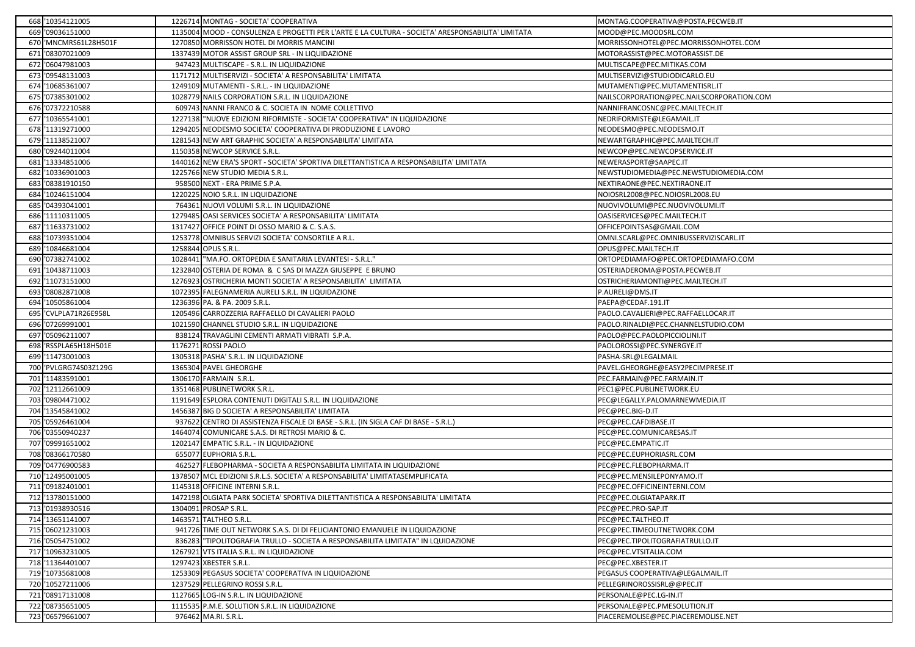| 668 | '10354121005 | 1226714 | MONTAG - SOCIETA' COOPERATIVA | MONTAG.COOPERATIVA@POSTA.PECWEB.IT |
|---|---|---|---|---|
| 669 | '09036151000 | 1135004 | MOOD - CONSULENZA E PROGETTI PER L'ARTE E LA CULTURA - SOCIETA' ARESPONSABILITA' LIMITATA | MOOD@PEC.MOODSRL.COM |
| 670 | 'MNCMRS61L28H501F | 1270850 | MORRISSON HOTEL DI MORRIS MANCINI | MORRISSONHOTEL@PEC.MORRISSONHOTEL.COM |
| 671 | '08307021009 | 1337439 | MOTOR ASSIST GROUP SRL - IN LIQUIDAZIONE | MOTORASSIST@PEC.MOTORASSIST.DE |
| 672 | '06047981003 | 947423 | MULTISCAPE - S.R.L. IN LIQUIDAZIONE | MULTISCAPE@PEC.MITIKAS.COM |
| 673 | '09548131003 | 1171712 | MULTISERVIZI - SOCIETA' A RESPONSABILITA' LIMITATA | MULTISERVIZI@STUDIODICARLO.EU |
| 674 | '10685361007 | 1249109 | MUTAMENTI - S.R.L. - IN LIQUIDAZIONE | MUTAMENTI@PEC.MUTAMENTISRL.IT |
| 675 | '07385301002 | 1028779 | NAILS CORPORATION S.R.L. IN LIQUIDAZIONE | NAILSCORPORATION@PEC.NAILSCORPORATION.COM |
| 676 | '07372210588 | 609743 | NANNI FRANCO & C. SOCIETA IN NOME COLLETTIVO | NANNIFRANCOSNC@PEC.MAILTECH.IT |
| 677 | '10365541001 | 1227138 | "NUOVE EDIZIONI RIFORMISTE - SOCIETA' COOPERATIVA" IN LIQUIDAZIONE | NEDRIFORMISTE@LEGAMAIL.IT |
| 678 | '11319271000 | 1294205 | NEODESMO SOCIETA' COOPERATIVA DI PRODUZIONE E LAVORO | NEODESMO@PEC.NEODESMO.IT |
| 679 | '11138521007 | 1281543 | NEW ART GRAPHIC SOCIETA' A RESPONSABILITA' LIMITATA | NEWARTGRAPHIC@PEC.MAILTECH.IT |
| 680 | '09244011004 | 1150358 | NEWCOP SERVICE S.R.L. | NEWCOP@PEC.NEWCOPSERVICE.IT |
| 681 | '13334851006 | 1440162 | NEW ERA'S SPORT - SOCIETA' SPORTIVA DILETTANTISTICA A RESPONSABILITA' LIMITATA | NEWERASPORT@SAAPEC.IT |
| 682 | '10336901003 | 1225766 | NEW STUDIO MEDIA S.R.L. | NEWSTUDIOMEDIA@PEC.NEWSTUDIOMEDIA.COM |
| 683 | '08381910150 | 958500 | NEXT - ERA PRIME S.P.A. | NEXTIRAONE@PEC.NEXTIRAONE.IT |
| 684 | '10246151004 | 1220225 | NOIO S.R.L. IN LIQUIDAZIONE | NOIOSRL2008@PEC.NOIOSRL2008.EU |
| 685 | '04393041001 | 764361 | NUOVI VOLUMI S.R.L. IN LIQUIDAZIONE | NUOVIVOLUMI@PEC.NUOVIVOLUMI.IT |
| 686 | '11110311005 | 1279485 | OASI SERVICES SOCIETA' A RESPONSABILITA' LIMITATA | OASISERVICES@PEC.MAILTECH.IT |
| 687 | '11633731002 | 1317427 | OFFICE POINT DI OSSO MARIO & C. S.A.S. | OFFICEPOINTSAS@GMAIL.COM |
| 688 | '10739351004 | 1253778 | OMNIBUS SERVIZI SOCIETA' CONSORTILE A R.L. | OMNI.SCARL@PEC.OMNIBUSSERVIZISCARL.IT |
| 689 | '10846681004 | 1258844 | OPUS S.R.L. | OPUS@PEC.MAILTECH.IT |
| 690 | '07382741002 | 1028441 | "MA.FO. ORTOPEDIA E SANITARIA LEVANTESI - S.R.L." | ORTOPEDIAMAFO@PEC.ORTOPEDIAMAFO.COM |
| 691 | '10438711003 | 1232840 | OSTERIA DE ROMA & C SAS DI MAZZA GIUSEPPE E BRUNO | OSTERIADEROMA@POSTA.PECWEB.IT |
| 692 | '11073151000 | 1276923 | OSTRICHERIA MONTI SOCIETA' A RESPONSABILITA' LIMITATA | OSTRICHERIAMONTI@PEC.MAILTECH.IT |
| 693 | '08082871008 | 1072395 | FALEGNAMERIA AURELI S.R.L. IN LIQUIDAZIONE | P.AURELI@DMS.IT |
| 694 | '10505861004 | 1236396 | PA. & PA. 2009 S.R.L. | PAEPA@CEDAF.191.IT |
| 695 | 'CVLPLA71R26E958L | 1205496 | CARROZZERIA RAFFAELLO DI CAVALIERI PAOLO | PAOLO.CAVALIERI@PEC.RAFFAELLOCAR.IT |
| 696 | '07269991001 | 1021590 | CHANNEL STUDIO S.R.L. IN LIQUIDAZIONE | PAOLO.RINALDI@PEC.CHANNELSTUDIO.COM |
| 697 | '05096211007 | 838124 | TRAVAGLINI CEMENTI ARMATI VIBRATI S.P.A. | PAOLO@PEC.PAOLOPICCIOLINI.IT |
| 698 | 'RSSPLA65H18H501E | 1176271 | ROSSI PAOLO | PAOLOROSSI@PEC.SYNERGYE.IT |
| 699 | '11473001003 | 1305318 | PASHA' S.R.L. IN LIQUIDAZIONE | PASHA-SRL@LEGALMAIL |
| 700 | 'PVLGRG74S03Z129G | 1365304 | PAVEL GHEORGHE | PAVEL.GHEORGHE@EASY2PECIMPRESE.IT |
| 701 | '11483591001 | 1306170 | FARMAIN S.R.L. | PEC.FARMAIN@PEC.FARMAIN.IT |
| 702 | '12112661009 | 1351468 | PUBLINETWORK S.R.L. | PEC1@PEC.PUBLINETWORK.EU |
| 703 | '09804471002 | 1191649 | ESPLORA CONTENUTI DIGITALI S.R.L. IN LIQUIDAZIONE | PEC@LEGALLY.PALOMARNEWMEDIA.IT |
| 704 | '13545841002 | 1456387 | BIG D SOCIETA' A RESPONSABILITA' LIMITATA | PEC@PEC.BIG-D.IT |
| 705 | '05926461004 | 937622 | CENTRO DI ASSISTENZA FISCALE DI BASE - S.R.L. (IN SIGLA CAF DI BASE - S.R.L.) | PEC@PEC.CAFDIBASE.IT |
| 706 | '03550940237 | 1464074 | COMUNICARE S.A.S. DI RETROSI MARIO & C. | PEC@PEC.COMUNICARESAS.IT |
| 707 | '09991651002 | 1202147 | EMPATIC S.R.L. - IN LIQUIDAZIONE | PEC@PEC.EMPATIC.IT |
| 708 | '08366170580 | 655077 | EUPHORIA S.R.L. | PEC@PEC.EUPHORIASRL.COM |
| 709 | '04776900583 | 462527 | FLEBOPHARMA - SOCIETA A RESPONSABILITA LIMITATA IN LIQUIDAZIONE | PEC@PEC.FLEBOPHARMA.IT |
| 710 | '12495001005 | 1378507 | MCL EDIZIONI S.R.L.S. SOCIETA' A RESPONSABILITA' LIMITATASEMPLIFICATA | PEC@PEC.MENSILEPONYAMO.IT |
| 711 | '09182401001 | 1145318 | OFFICINE INTERNI S.R.L. | PEC@PEC.OFFICINEINTERNI.COM |
| 712 | '13780151000 | 1472198 | OLGIATA PARK SOCIETA' SPORTIVA DILETTANTISTICA A RESPONSABILITA' LIMITATA | PEC@PEC.OLGIATAPARK.IT |
| 713 | '01938930516 | 1304091 | PROSAP S.R.L. | PEC@PEC.PRO-SAP.IT |
| 714 | '13651141007 | 1463571 | TALTHEO S.R.L. | PEC@PEC.TALTHEO.IT |
| 715 | '06021231003 | 941726 | TIME OUT NETWORK S.A.S. DI DI FELICIANTONIO EMANUELE IN LIQUIDAZIONE | PEC@PEC.TIMEOUTNETWORK.COM |
| 716 | '05054751002 | 836283 | "TIPOLITOGRAFIA TRULLO - SOCIETA A RESPONSABILITA LIMITATA" IN LQUIDAZIONE | PEC@PEC.TIPOLITOGRAFIATRULLO.IT |
| 717 | '10963231005 | 1267921 | VTS ITALIA S.R.L. IN LIQUIDAZIONE | PEC@PEC.VTSITALIA.COM |
| 718 | '11364401007 | 1297423 | XBESTER S.R.L. | PEC@PEC.XBESTER.IT |
| 719 | '10735681008 | 1253309 | PEGASUS SOCIETA' COOPERATIVA IN LIQUIDAZIONE | PEGASUS COOPERATIVA@LEGALMAIL.IT |
| 720 | '10527211006 | 1237529 | PELLEGRINO ROSSI S.R.L. | PELLEGRINOROSSISRL@@PEC.IT |
| 721 | '08917131008 | 1127665 | LOG-IN S.R.L. IN LIQUIDAZIONE | PERSONALE@PEC.LG-IN.IT |
| 722 | '08735651005 | 1115535 | P.M.E. SOLUTION S.R.L. IN LIQUIDAZIONE | PERSONALE@PEC.PMESOLUTION.IT |
| 723 | '06579661007 | 976462 | MA.RI. S.R.L. | PIACEREMOLISE@PEC.PIACEREMOLISE.NET |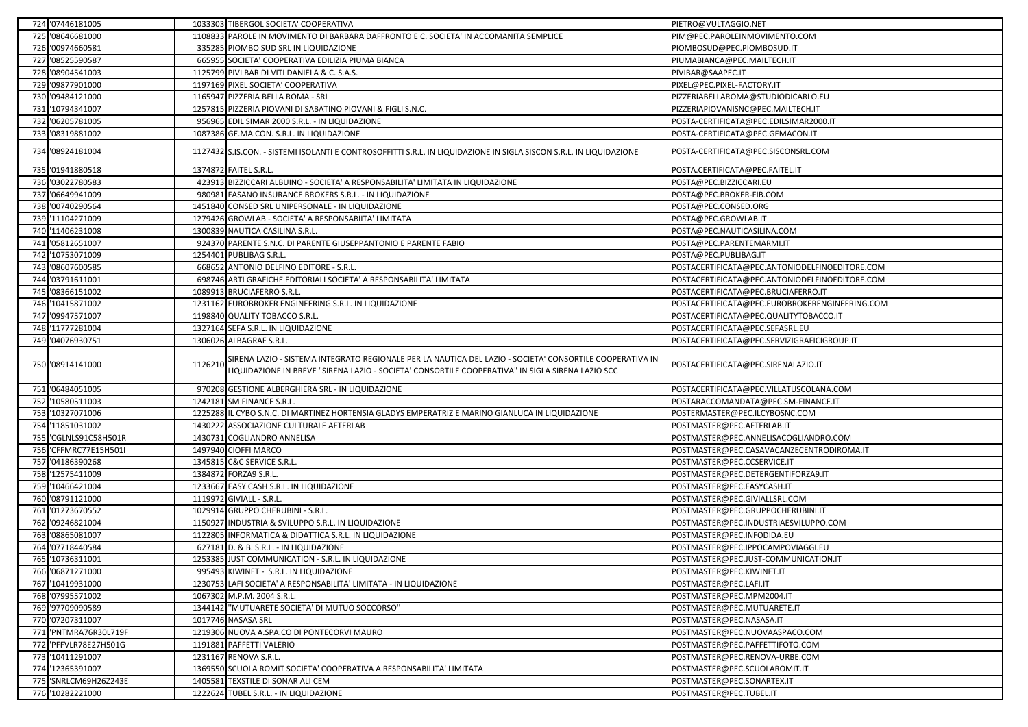| 724 | '07446181005 | 1033303 | TIBERGOL SOCIETA' COOPERATIVA | PIETRO@VULTAGGIO.NET |
|---|---|---|---|---|
| 725 | '08646681000 | 1108833 | PAROLE IN MOVIMENTO DI BARBARA DAFFRONTO E C. SOCIETA' IN ACCOMANITA SEMPLICE | PIM@PEC.PAROLEINMOVIMENTO.COM |
| 726 | '00974660581 | 335285 | PIOMBO SUD SRL IN LIQUIDAZIONE | PIOMBOSUD@PEC.PIOMBOSUD.IT |
| 727 | '08525590587 | 665955 | SOCIETA' COOPERATIVA EDILIZIA PIUMA BIANCA | PIUMABIANCA@PEC.MAILTECH.IT |
| 728 | '08904541003 | 1125799 | PIVI BAR DI VITI DANIELA & C. S.A.S. | PIVIBAR@SAAPEC.IT |
| 729 | '09877901000 | 1197169 | PIXEL SOCIETA' COOPERATIVA | PIXEL@PEC.PIXEL-FACTORY.IT |
| 730 | '09484121000 | 1165947 | PIZZERIA BELLA ROMA - SRL | PIZZERIABELLAROMA@STUDIODICARLO.EU |
| 731 | '10794341007 | 1257815 | PIZZERIA PIOVANI DI SABATINO PIOVANI & FIGLI S.N.C. | PIZZERIAPIOVANISNC@PEC.MAILTECH.IT |
| 732 | '06205781005 | 956965 | EDIL SIMAR 2000 S.R.L. - IN LIQUIDAZIONE | POSTA-CERTIFICATA@PEC.EDILSIMAR2000.IT |
| 733 | '08319881002 | 1087386 | GE.MA.CON. S.R.L. IN LIQUIDAZIONE | POSTA-CERTIFICATA@PEC.GEMACON.IT |
| 734 | '08924181004 | 1127432 | S.IS.CON. - SISTEMI ISOLANTI E CONTROSOFFITTI S.R.L. IN LIQUIDAZIONE IN SIGLA SISCON S.R.L. IN LIQUIDAZIONE | POSTA-CERTIFICATA@PEC.SISCONSRL.COM |
| 735 | '01941880518 | 1374872 | FAITEL S.R.L. | POSTA.CERTIFICATA@PEC.FAITEL.IT |
| 736 | '03022780583 | 423913 | BIZZICCARI ALBUINO - SOCIETA' A RESPONSABILITA' LIMITATA IN LIQUIDAZIONE | POSTA@PEC.BIZZICCARI.EU |
| 737 | '06649941009 | 980981 | FASANO INSURANCE BROKERS S.R.L. - IN LIQUIDAZIONE | POSTA@PEC.BROKER-FIB.COM |
| 738 | '00740290564 | 1451840 | CONSED SRL UNIPERSONALE - IN LIQUIDAZIONE | POSTA@PEC.CONSED.ORG |
| 739 | '11104271009 | 1279426 | GROWLAB - SOCIETA' A RESPONSABIITA' LIMITATA | POSTA@PEC.GROWLAB.IT |
| 740 | '11406231008 | 1300839 | NAUTICA CASILINA S.R.L. | POSTA@PEC.NAUTICASILINA.COM |
| 741 | '05812651007 | 924370 | PARENTE S.N.C. DI PARENTE GIUSEPPANTONIO E PARENTE FABIO | POSTA@PEC.PARENTEMARMI.IT |
| 742 | '10753071009 | 1254401 | PUBLIBAG S.R.L. | POSTA@PEC.PUBLIBAG.IT |
| 743 | '08607600585 | 668652 | ANTONIO DELFINO EDITORE - S.R.L. | POSTACERTIFICATA@PEC.ANTONIODELFINOEDITORE.COM |
| 744 | '03791611001 | 698746 | ARTI GRAFICHE EDITORIALI SOCIETA' A RESPONSABILITA' LIMITATA | POSTACERTIFICATA@PEC.ANTONIODELFINOEDITORE.COM |
| 745 | '08366151002 | 1089913 | BRUCIAFERRO S.R.L. | POSTACERTIFICATA@PEC.BRUCIAFERRO.IT |
| 746 | '10415871002 | 1231162 | EUROBROKER ENGINEERING S.R.L. IN LIQUIDAZIONE | POSTACERTIFICATA@PEC.EUROBROKERENGINEERING.COM |
| 747 | '09947571007 | 1198840 | QUALITY TOBACCO S.R.L. | POSTACERTIFICATA@PEC.QUALITYTOBACCO.IT |
| 748 | '11777281004 | 1327164 | SEFA S.R.L. IN LIQUIDAZIONE | POSTACERTIFICATA@PEC.SEFASRL.EU |
| 749 | '04076930751 | 1306026 | ALBAGRAF S.R.L. | POSTACERTIFICATA@PEC.SERVIZIGRAFICIGROUP.IT |
| 750 | '08914141000 | 1126210 | SIRENA LAZIO - SISTEMA INTEGRATO REGIONALE PER LA NAUTICA DEL LAZIO - SOCIETA' CONSORTILE COOPERATIVA IN LIQUIDAZIONE IN BREVE "SIRENA LAZIO - SOCIETA' CONSORTILE COOPERATIVA" IN SIGLA SIRENA LAZIO SCC | POSTACERTIFICATA@PEC.SIRENALAZIO.IT |
| 751 | '06484051005 | 970208 | GESTIONE ALBERGHIERA SRL - IN LIQUIDAZIONE | POSTACERTIFICATA@PEC.VILLATUSCOLANA.COM |
| 752 | '10580511003 | 1242181 | SM FINANCE S.R.L. | POSTARACCOMANDATA@PEC.SM-FINANCE.IT |
| 753 | '10327071006 | 1225288 | IL CYBO S.N.C. DI MARTINEZ HORTENSIA GLADYS EMPERATRIZ E MARINO GIANLUCA IN LIQUIDAZIONE | POSTERMASTER@PEC.ILCYBOSNC.COM |
| 754 | '11851031002 | 1430222 | ASSOCIAZIONE CULTURALE AFTERLAB | POSTMASTER@PEC.AFTERLAB.IT |
| 755 | 'CGLNLS91C58H501R | 1430731 | COGLIANDRO ANNELISA | POSTMASTER@PEC.ANNELISACOGLIANDRO.COM |
| 756 | 'CFFMRC77E15H501I | 1497940 | CIOFFI MARCO | POSTMASTER@PEC.CASAVACANZECENTRODIROMA.IT |
| 757 | '04186390268 | 1345815 | C&C SERVICE S.R.L. | POSTMASTER@PEC.CCSERVICE.IT |
| 758 | '12575411009 | 1384872 | FORZA9 S.R.L. | POSTMASTER@PEC.DETERGENTIFORZA9.IT |
| 759 | '10466421004 | 1233667 | EASY CASH S.R.L. IN LIQUIDAZIONE | POSTMASTER@PEC.EASYCASH.IT |
| 760 | '08791121000 | 1119972 | GIVIALL - S.R.L. | POSTMASTER@PEC.GIVIALLSRL.COM |
| 761 | '01273670552 | 1029914 | GRUPPO CHERUBINI - S.R.L. | POSTMASTER@PEC.GRUPPOCHERUBINI.IT |
| 762 | '09246821004 | 1150927 | INDUSTRIA & SVILUPPO S.R.L. IN LIQUIDAZIONE | POSTMASTER@PEC.INDUSTRIAESVILUPPO.COM |
| 763 | '08865081007 | 1122805 | INFORMATICA & DIDATTICA S.R.L. IN LIQUIDAZIONE | POSTMASTER@PEC.INFODIDA.EU |
| 764 | '07718440584 | 627181 | D. & B. S.R.L. - IN LIQUIDAZIONE | POSTMASTER@PEC.IPPOCAMPOVIAGGI.EU |
| 765 | '10736311001 | 1253385 | JUST COMMUNICATION - S.R.L. IN LIQUIDAZIONE | POSTMASTER@PEC.JUST-COMMUNICATION.IT |
| 766 | '06871271000 | 995493 | KIWINET - S.R.L. IN LIQUIDAZIONE | POSTMASTER@PEC.KIWINET.IT |
| 767 | '10419931000 | 1230753 | LAFI SOCIETA' A RESPONSABILITA' LIMITATA - IN LIQUIDAZIONE | POSTMASTER@PEC.LAFI.IT |
| 768 | '07995571002 | 1067302 | M.P.M. 2004 S.R.L. | POSTMASTER@PEC.MPM2004.IT |
| 769 | '97709090589 | 1344142 | "MUTUARETE SOCIETA' DI MUTUO SOCCORSO" | POSTMASTER@PEC.MUTUARETE.IT |
| 770 | '07207311007 | 1017746 | NASASA SRL | POSTMASTER@PEC.NASASA.IT |
| 771 | 'PNTMRA76R30L719F | 1219306 | NUOVA A.SPA.CO DI PONTECORVI MAURO | POSTMASTER@PEC.NUOVAASPACO.COM |
| 772 | 'PFFVLR78E27H501G | 1191881 | PAFFETTI VALERIO | POSTMASTER@PEC.PAFFETTIFOTO.COM |
| 773 | '10411291007 | 1231167 | RENOVA S.R.L. | POSTMASTER@PEC.RENOVA-URBE.COM |
| 774 | '12365391007 | 1369550 | SCUOLA ROMIT SOCIETA' COOPERATIVA A RESPONSABILITA' LIMITATA | POSTMASTER@PEC.SCUOLAROMIT.IT |
| 775 | 'SNRLCM69H26Z243E | 1405581 | TEXSTILE DI SONAR ALI CEM | POSTMASTER@PEC.SONARTEX.IT |
| 776 | '10282221000 | 1222624 | TUBEL S.R.L. - IN LIQUIDAZIONE | POSTMASTER@PEC.TUBEL.IT |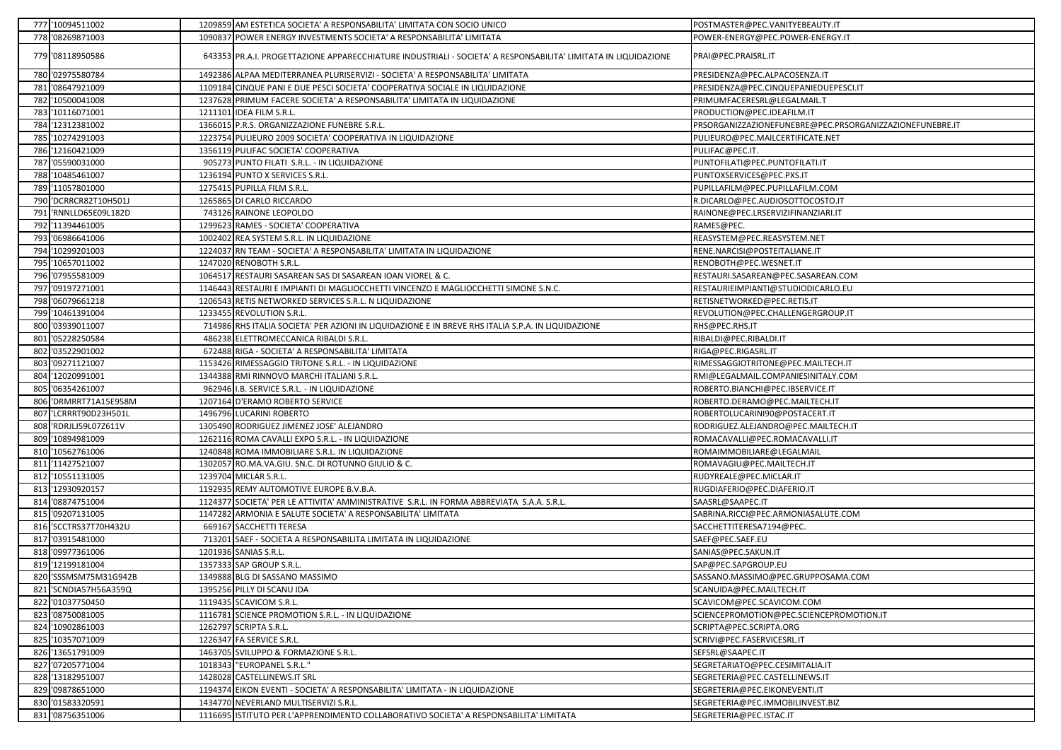| | | | | |
|---|---|---|---|---|
| 777 | '10094511002 | 1209859 | AM ESTETICA SOCIETA' A RESPONSABILITA' LIMITATA CON SOCIO UNICO | POSTMASTER@PEC.VANITYEBEAUTY.IT |
| 778 | '08269871003 | 1090837 | POWER ENERGY INVESTMENTS SOCIETA' A RESPONSABILITA' LIMITATA | POWER-ENERGY@PEC.POWER-ENERGY.IT |
| 779 | '08118950586 | 643353 | PR.A.I. PROGETTAZIONE APPARECCHIATURE INDUSTRIALI - SOCIETA' A RESPONSABILITA' LIMITATA IN LIQUIDAZIONE | PRAI@PEC.PRAISRL.IT |
| 780 | '02975580784 | 1492386 | ALPAA MEDITERRANEA PLURISERVIZI - SOCIETA' A RESPONSABILITA' LIMITATA | PRESIDENZA@PEC.ALPACOSENZA.IT |
| 781 | '08647921009 | 1109184 | CINQUE PANI E DUE PESCI SOCIETA' COOPERATIVA SOCIALE IN LIQUIDAZIONE | PRESIDENZA@PEC.CINQUEPANIEDUEPESCI.IT |
| 782 | '10500041008 | 1237628 | PRIMUM FACERE SOCIETA' A RESPONSABILITA' LIMITATA IN LIQUIDAZIONE | PRIMUMFACERESRL@LEGALMAIL.T |
| 783 | '10116071001 | 1211101 | IDEA FILM S.R.L. | PRODUCTION@PEC.IDEAFILM.IT |
| 784 | '12312381002 | 1366015 | P.R.S. ORGANIZZAZIONE FUNEBRE S.R.L. | PRSORGANIZZAZIONEFUNEBRE@PEC.PRSORGANIZZAZIONEFUNEBRE.IT |
| 785 | '10274291003 | 1223754 | PULIEURO 2009 SOCIETA' COOPERATIVA IN LIQUIDAZIONE | PULIEURO@PEC.MAILCERTIFICATE.NET |
| 786 | '12160421009 | 1356119 | PULIFAC SOCIETA' COOPERATIVA | PULIFAC@PEC.IT. |
| 787 | '05590031000 | 905273 | PUNTO FILATI S.R.L. - IN LIQUIDAZIONE | PUNTOFILATI@PEC.PUNTOFILATI.IT |
| 788 | '10485461007 | 1236194 | PUNTO X SERVICES S.R.L. | PUNTOXSERVICES@PEC.PXS.IT |
| 789 | '11057801000 | 1275415 | PUPILLA FILM S.R.L. | PUPILLAFILM@PEC.PUPILLAFILM.COM |
| 790 | 'DCRRCR82T10H501J | 1265865 | DI CARLO RICCARDO | R.DICARLO@PEC.AUDIOSOTTOCOSTO.IT |
| 791 | 'RNNLLD65E09L182D | 743126 | RAINONE LEOPOLDO | RAINONE@PEC.LRSERVIZIFINANZIARI.IT |
| 792 | '11394461005 | 1299623 | RAMES - SOCIETA' COOPERATIVA | RAMES@PEC. |
| 793 | '06986641006 | 1002402 | REA SYSTEM S.R.L. IN LIQUIDAZIONE | REASYSTEM@PEC.REASYSTEM.NET |
| 794 | '10299201003 | 1224037 | RN TEAM - SOCIETA' A RESPONSABILITA' LIMITATA IN LIQUIDAZIONE | RENE.NARCISI@POSTEITALIANE.IT |
| 795 | '10657011002 | 1247020 | RENOBOTH S.R.L. | RENOBOTH@PEC.WESNET.IT |
| 796 | '07955581009 | 1064517 | RESTAURI SASAREAN SAS DI SASAREAN IOAN VIOREL & C. | RESTAURI.SASAREAN@PEC.SASAREAN.COM |
| 797 | '09197271001 | 1146443 | RESTAURI E IMPIANTI DI MAGLIOCCHETTI VINCENZO E MAGLIOCCHETTI SIMONE S.N.C. | RESTAURIEIMPIANTI@STUDIODICARLO.EU |
| 798 | '06079661218 | 1206543 | RETIS NETWORKED SERVICES S.R.L. N LIQUIDAZIONE | RETISNETWORKED@PEC.RETIS.IT |
| 799 | '10461391004 | 1233455 | REVOLUTION S.R.L. | REVOLUTION@PEC.CHALLENGERGROUP.IT |
| 800 | '03939011007 | 714986 | RHS ITALIA SOCIETA' PER AZIONI IN LIQUIDAZIONE E IN BREVE RHS ITALIA S.P.A. IN LIQUIDAZIONE | RHS@PEC.RHS.IT |
| 801 | '05228250584 | 486238 | ELETTROMECCANICA RIBALDI S.R.L. | RIBALDI@PEC.RIBALDI.IT |
| 802 | '03522901002 | 672488 | RIGA - SOCIETA' A RESPONSABILITA' LIMITATA | RIGA@PEC.RIGASRL.IT |
| 803 | '09271121007 | 1153426 | RIMESSAGGIO TRITONE S.R.L. - IN LIQUIDAZIONE | RIMESSAGGIOTRITONE@PEC.MAILTECH.IT |
| 804 | '12020991001 | 1344388 | RMI RINNOVO MARCHI ITALIANI S.R.L. | RMI@LEGALMAIL.COMPANIESINITALY.COM |
| 805 | '06354261007 | 962946 | I.B. SERVICE S.R.L. - IN LIQUIDAZIONE | ROBERTO.BIANCHI@PEC.IBSERVICE.IT |
| 806 | 'DRMRRT71A15E958M | 1207164 | D'ERAMO ROBERTO SERVICE | ROBERTO.DERAMO@PEC.MAILTECH.IT |
| 807 | 'LCRRRT90D23H501L | 1496796 | LUCARINI ROBERTO | ROBERTOLUCARINI90@POSTACERT.IT |
| 808 | 'RDRJLJ59L07Z611V | 1305490 | RODRIGUEZ JIMENEZ JOSE' ALEJANDRO | RODRIGUEZ.ALEJANDRO@PEC.MAILTECH.IT |
| 809 | '10894981009 | 1262116 | ROMA CAVALLI EXPO S.R.L. - IN LIQUIDAZIONE | ROMACAVALLI@PEC.ROMACAVALLI.IT |
| 810 | '10562761006 | 1240848 | ROMA IMMOBILIARE S.R.L. IN LIQUIDAZIONE | ROMAIMMOBILIARE@LEGALMAIL |
| 811 | '11427521007 | 1302057 | RO.MA.VA.GIU. SNC. DI ROTUNNO GIULIO & C. | ROMAVAGIU@PEC.MAILTECH.IT |
| 812 | '10551131005 | 1239704 | MICLAR S.R.L. | RUDYREALE@PEC.MICLAR.IT |
| 813 | '12930920157 | 1192935 | REMY AUTOMOTIVE EUROPE B.V.B.A. | RUGDIAFERIO@PEC.DIAFERIO.IT |
| 814 | '08874751004 | 1124377 | SOCIETA' PER LE ATTIVITA' AMMINISTRATIVE S.R.L. IN FORMA ABBREVIATA S.A.A. S.R.L. | SAASRL@SAAPEC.IT |
| 815 | '09207131005 | 1147282 | ARMONIA E SALUTE SOCIETA' A RESPONSABILITA' LIMITATA | SABRINA.RICCI@PEC.ARMONIASALUTE.COM |
| 816 | 'SCCTRS37T70H432U | 669167 | SACCHETTI TERESA | SACCHETTITERESA7194@PEC. |
| 817 | '03915481000 | 713201 | SAEF - SOCIETA A RESPONSABILITA LIMITATA IN LIQUIDAZIONE | SAEF@PEC.SAEF.EU |
| 818 | '09977361006 | 1201936 | SANIAS S.R.L. | SANIAS@PEC.SAKUN.IT |
| 819 | '12199181004 | 1357333 | SAP GROUP S.R.L. | SAP@PEC.SAPGROUP.EU |
| 820 | 'SSSMSM75M31G942B | 1349888 | BLG DI SASSANO MASSIMO | SASSANO.MASSIMO@PEC.GRUPPOSAMA.COM |
| 821 | 'SCNDIA57H56A359Q | 1395256 | PILLY DI SCANU IDA | SCANUIDA@PEC.MAILTECH.IT |
| 822 | '01037750450 | 1119435 | SCAVICOM S.R.L. | SCAVICOM@PEC.SCAVICOM.COM |
| 823 | '08750081005 | 1116781 | SCIENCE PROMOTION S.R.L. - IN LIQUIDAZIONE | SCIENCEPROMOTION@PEC.SCIENCEPROMOTION.IT |
| 824 | '10902861003 | 1262797 | SCRIPTA S.R.L. | SCRIPTA@PEC.SCRIPTA.ORG |
| 825 | '10357071009 | 1226347 | FA SERVICE S.R.L. | SCRIVI@PEC.FASERVICESRL.IT |
| 826 | '13651791009 | 1463705 | SVILUPPO & FORMAZIONE S.R.L. | SEFSRL@SAAPEC.IT |
| 827 | '07205771004 | 1018343 | "EUROPANEL S.R.L." | SEGRETARIATO@PEC.CESIMITALIA.IT |
| 828 | '13182951007 | 1428028 | CASTELLINEWS.IT SRL | SEGRETERIA@PEC.CASTELLINEWS.IT |
| 829 | '09878651000 | 1194374 | EIKON EVENTI - SOCIETA' A RESPONSABILITA' LIMITATA - IN LIQUIDAZIONE | SEGRETERIA@PEC.EIKONEVENTI.IT |
| 830 | '01583320591 | 1434770 | NEVERLAND MULTISERVIZI S.R.L. | SEGRETERIA@PEC.IMMOBILINVEST.BIZ |
| 831 | '08756351006 | 1116695 | ISTITUTO PER L'APPRENDIMENTO COLLABORATIVO SOCIETA' A RESPONSABILITA' LIMITATA | SEGRETERIA@PEC.ISTAC.IT |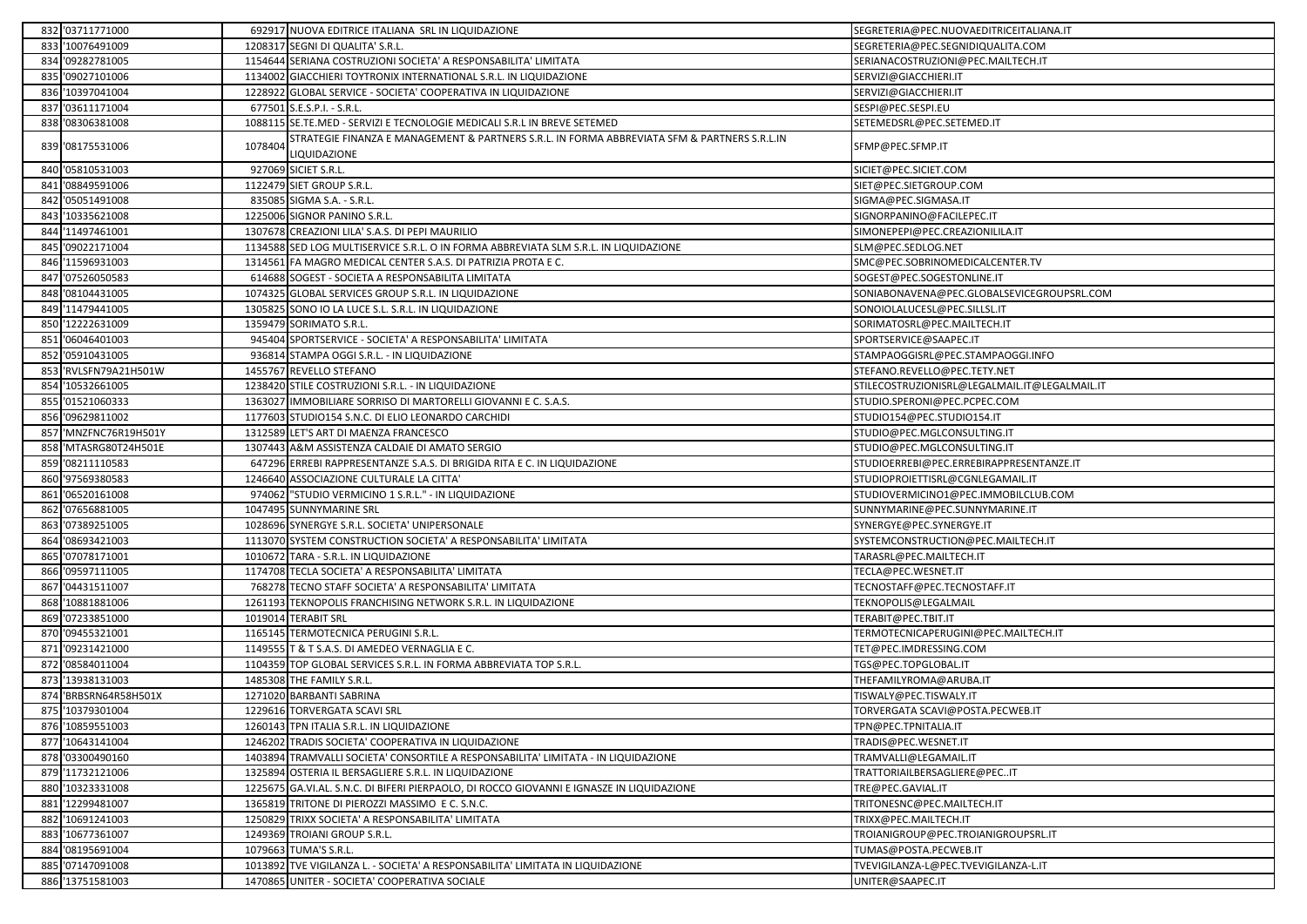| | | | | |
|---|---|---|---|---|
| 832 | '03711771000 | 692917 | NUOVA EDITRICE ITALIANA SRL IN LIQUIDAZIONE | SEGRETERIA@PEC.NUOVAEDITRICEITALIANA.IT |
| 833 | '10076491009 | 1208317 | SEGNI DI QUALITA' S.R.L. | SEGRETERIA@PEC.SEGNIDIQUALITA.COM |
| 834 | '09282781005 | 1154644 | SERIANA COSTRUZIONI SOCIETA' A RESPONSABILITA' LIMITATA | SERIANACOSTRUZIONI@PEC.MAILTECH.IT |
| 835 | '09027101006 | 1134002 | GIACCHIERI TOYTRONIX INTERNATIONAL S.R.L. IN LIQUIDAZIONE | SERVIZI@GIACCHIERI.IT |
| 836 | '10397041004 | 1228922 | GLOBAL SERVICE - SOCIETA' COOPERATIVA IN LIQUIDAZIONE | SERVIZI@GIACCHIERI.IT |
| 837 | '03611171008 | 677501 | S.E.S.P.I. - S.R.L. | SESPI@PEC.SESPI.EU |
| 838 | '08306381008 | 1088115 | SE.TE.MED - SERVIZI E TECNOLOGIE MEDICALI S.R.L IN BREVE SETEMED | SETEMEDSRL@PEC.SETEMED.IT |
| 839 | '08175531006 | 1078404 | STRATEGIE FINANZA E MANAGEMENT & PARTNERS S.R.L. IN FORMA ABBREVIATA SFM & PARTNERS S.R.L.IN LIQUIDAZIONE | SFMP@PEC.SFMP.IT |
| 840 | '05810531003 | 927069 | SICIET S.R.L. | SICIET@PEC.SICIET.COM |
| 841 | '08849591006 | 1122479 | SIET GROUP S.R.L. | SIET@PEC.SIETGROUP.COM |
| 842 | '05051491008 | 835085 | SIGMA S.A. - S.R.L. | SIGMA@PEC.SIGMASA.IT |
| 843 | '10335621008 | 1225006 | SIGNOR PANINO S.R.L. | SIGNORPANINO@FACILEPEC.IT |
| 844 | '11497461001 | 1307678 | CREAZIONI LILA' S.A.S. DI PEPI MAURILIO | SIMONEPEPI@PEC.CREAZIONILILA.IT |
| 845 | '09022171004 | 1134588 | SED LOG MULTISERVICE S.R.L. O IN FORMA ABBREVIATA SLM S.R.L. IN LIQUIDAZIONE | SLM@PEC.SEDLOG.NET |
| 846 | '11596931003 | 1314561 | FA MAGRO MEDICAL CENTER S.A.S. DI PATRIZIA PROTA E C. | SMC@PEC.SOBRINOMEDICALCENTER.TV |
| 847 | '07526050583 | 614688 | SOGEST - SOCIETA A RESPONSABILITA LIMITATA | SOGEST@PEC.SOGESTONLINE.IT |
| 848 | '08104431005 | 1074325 | GLOBAL SERVICES GROUP S.R.L. IN LIQUIDAZIONE | SONIABONAVENA@PEC.GLOBALSEVICEGROUPSRL.COM |
| 849 | '11479441005 | 1305825 | SONO IO LA LUCE S.L. S.R.L. IN LIQUIDAZIONE | SONOIOLALUCESL@PEC.SILLSL.IT |
| 850 | '12222631009 | 1359479 | SORIMATO S.R.L. | SORIMATOSRL@PEC.MAILTECH.IT |
| 851 | '06046401003 | 945404 | SPORTSERVICE - SOCIETA' A RESPONSABILITA' LIMITATA | SPORTSERVICE@SAAPEC.IT |
| 852 | '05910431005 | 936814 | STAMPA OGGI S.R.L. - IN LIQUIDAZIONE | STAMPAOGGISRL@PEC.STAMPAOGGI.INFO |
| 853 | 'RVLSFN79A21H501W | 1455767 | REVELLO STEFANO | STEFANO.REVELLO@PEC.TETY.NET |
| 854 | '10532661005 | 1238420 | STILE COSTRUZIONI S.R.L. - IN LIQUIDAZIONE | STILECOSTRUZIONISRL@LEGALMAIL.IT@LEGALMAIL.IT |
| 855 | '01521060333 | 1363027 | IMMOBILIARE SORRISO DI MARTORELLI GIOVANNI E C. S.A.S. | STUDIO.SPERONI@PEC.PCPEC.COM |
| 856 | '09629811002 | 1177603 | STUDIO154 S.N.C. DI ELIO LEONARDO CARCHIDI | STUDIO154@PEC.STUDIO154.IT |
| 857 | 'MNZFNC76R19H501Y | 1312589 | LET'S ART DI MAENZA FRANCESCO | STUDIO@PEC.MGLCONSULTING.IT |
| 858 | 'MTASRG80T24H501E | 1307443 | A&M ASSISTENZA CALDAIE DI AMATO SERGIO | STUDIO@PEC.MGLCONSULTING.IT |
| 859 | '08211110583 | 647296 | ERREBI RAPPRESENTANZE S.A.S. DI BRIGIDA RITA E C. IN LIQUIDAZIONE | STUDIOERREBI@PEC.ERREBIRAPPRESENTANZE.IT |
| 860 | '97569380583 | 1246640 | ASSOCIAZIONE CULTURALE LA CITTA' | STUDIOPROIETTISRL@CGNLEGAMAIL.IT |
| 861 | '06520161008 | 974062 | "STUDIO VERMICINO 1 S.R.L." - IN LIQUIDAZIONE | STUDIOVERMICINO1@PEC.IMMOBILCLUB.COM |
| 862 | '07656881005 | 1047495 | SUNNYMARINE SRL | SUNNYMARINE@PEC.SUNNYMARINE.IT |
| 863 | '07389251005 | 1028696 | SYNERGYE S.R.L. SOCIETA' UNIPERSONALE | SYNERGYE@PEC.SYNERGYE.IT |
| 864 | '08693421003 | 1113070 | SYSTEM CONSTRUCTION SOCIETA' A RESPONSABILITA' LIMITATA | SYSTEMCONSTRUCTION@PEC.MAILTECH.IT |
| 865 | '07078171001 | 1010672 | TARA - S.R.L. IN LIQUIDAZIONE | TARASRL@PEC.MAILTECH.IT |
| 866 | '09597111005 | 1174708 | TECLA SOCIETA' A RESPONSABILITA' LIMITATA | TECLA@PEC.WESNET.IT |
| 867 | '04431511007 | 768278 | TECNO STAFF SOCIETA' A RESPONSABILITA' LIMITATA | TECNOSTAFF@PEC.TECNOSTAFF.IT |
| 868 | '10881881006 | 1261193 | TEKNOPOLIS FRANCHISING NETWORK S.R.L. IN LIQUIDAZIONE | TEKNOPOLIS@LEGALMAIL |
| 869 | '07233851000 | 1019014 | TERABIT SRL | TERABIT@PEC.TBIT.IT |
| 870 | '09455321001 | 1165145 | TERMOTECNICA PERUGINI S.R.L. | TERMOTECNICAPERUGINI@PEC.MAILTECH.IT |
| 871 | '09231421000 | 1149555 | T & T S.A.S. DI AMEDEO VERNAGLIA E C. | TET@PEC.IMDRESSING.COM |
| 872 | '08584011004 | 1104359 | TOP GLOBAL SERVICES S.R.L. IN FORMA ABBREVIATA TOP S.R.L. | TGS@PEC.TOPGLOBAL.IT |
| 873 | '13938131003 | 1485308 | THE FAMILY S.R.L. | THEFAMILYROMA@ARUBA.IT |
| 874 | 'BRBSRN64R58H501X | 1271020 | BARBANTI SABRINA | TISWALY@PEC.TISWALY.IT |
| 875 | '10379301004 | 1229616 | TORVERGATA SCAVI SRL | TORVERGATA SCAVI@POSTA.PECWEB.IT |
| 876 | '10859551003 | 1260143 | TPN ITALIA S.R.L. IN LIQUIDAZIONE | TPN@PEC.TPNITALIA.IT |
| 877 | '10643141004 | 1246202 | TRADIS SOCIETA' COOPERATIVA IN LIQUIDAZIONE | TRADIS@PEC.WESNET.IT |
| 878 | '03300490160 | 1403894 | TRAMVALLI SOCIETA' CONSORTILE A RESPONSABILITA' LIMITATA - IN LIQUIDAZIONE | TRAMVALLI@LEGAMAIL.IT |
| 879 | '11732121006 | 1325894 | OSTERIA IL BERSAGLIERE S.R.L. IN LIQUIDAZIONE | TRATTORIAILBERSAGLIERE@PEC..IT |
| 880 | '10323331008 | 1225675 | GA.VI.AL. S.N.C. DI BIFERI PIERPAOLO, DI ROCCO GIOVANNI E IGNASZE IN LIQUIDAZIONE | TRE@PEC.GAVIAL.IT |
| 881 | '12299481007 | 1365819 | TRITONE DI PIEROZZI MASSIMO E C. S.N.C. | TRITONESNC@PEC.MAILTECH.IT |
| 882 | '10691241003 | 1250829 | TRIXX SOCIETA' A RESPONSABILITA' LIMITATA | TRIXX@PEC.MAILTECH.IT |
| 883 | '10677361007 | 1249369 | TROIANI GROUP S.R.L. | TROIANIGROUP@PEC.TROIANIGROUPSRL.IT |
| 884 | '08195691004 | 1079663 | TUMA'S S.R.L. | TUMAS@POSTA.PECWEB.IT |
| 885 | '07147091008 | 1013892 | TVE VIGILANZA L. - SOCIETA' A RESPONSABILITA' LIMITATA IN LIQUIDAZIONE | TVEVIGILANZA-L@PEC.TVEVIGILANZA-L.IT |
| 886 | '13751581003 | 1470865 | UNITER - SOCIETA' COOPERATIVA SOCIALE | UNITER@SAAPEC.IT |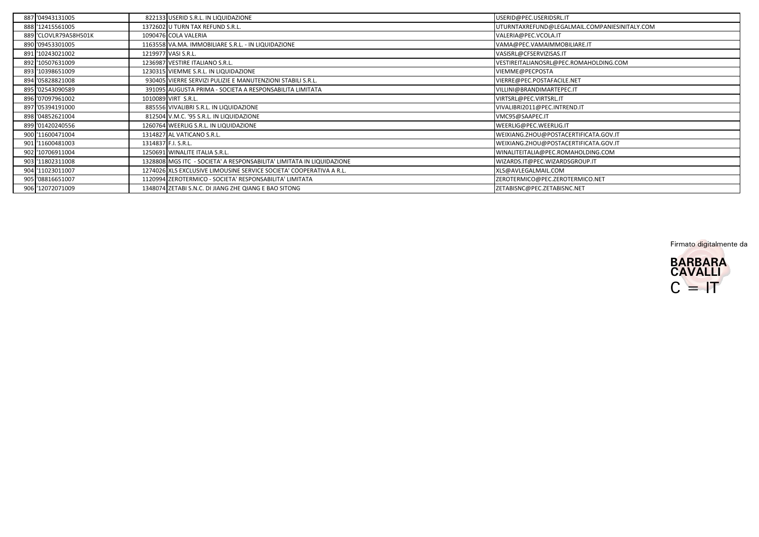| | | | | |
|---|---|---|---|---|
| 887 | '04943131005 | 822133 | USERID S.R.L. IN LIQUIDAZIONE | USERID@PEC.USERIDSRL.IT |
| 888 | '12415561005 | 1372602 | U TURN TAX REFUND S.R.L. | UTURNTAXREFUND@LEGALMAIL.COMPANIESINITALY.COM |
| 889 | 'CLOVLR79A58H501K | 1090476 | COLA VALERIA | VALERIA@PEC.VCOLA.IT |
| 890 | '09453301005 | 1163558 | VA.MA. IMMOBILIARE S.R.L. - IN LIQUIDAZIONE | VAMA@PEC.VAMAIMMOBILIARE.IT |
| 891 | '10243021002 | 1219977 | VASI S.R.L. | VASISRL@CFSERVIZISAS.IT |
| 892 | '10507631009 | 1236987 | VESTIRE ITALIANO S.R.L. | VESTIREITALIANOSRL@PEC.ROMAHOLDING.COM |
| 893 | '10398651009 | 1230315 | VIEMME S.R.L. IN LIQUIDAZIONE | VIEMME@PECPOSTA |
| 894 | '05828821008 | 930405 | VIERRE SERVIZI PULIZIE E MANUTENZIONI STABILI S.R.L. | VIERRE@PEC.POSTAFACILE.NET |
| 895 | '02543090589 | 391095 | AUGUSTA PRIMA - SOCIETA A RESPONSABILITA LIMITATA | VILLINI@BRANDIMARTEPEC.IT |
| 896 | '07097961002 | 1010089 | VIRT S.R.L. | VIRTSRL@PEC.VIRTSRL.IT |
| 897 | '05394191000 | 885556 | VIVALIBRI S.R.L. IN LIQUIDAZIONE | VIVALIBRI2011@PEC.INTREND.IT |
| 898 | '04852621004 | 812504 | V.M.C. '95 S.R.L. IN LIQUIDAZIONE | VMC95@SAAPEC.IT |
| 899 | '01420240556 | 1260764 | WEERLIG S.R.L. IN LIQUIDAZIONE | WEERLIG@PEC.WEERLIG.IT |
| 900 | '11600471004 | 1314827 | AL VATICANO S.R.L. | WEIXIANG.ZHOU@POSTACERTIFICATA.GOV.IT |
| 901 | '11600481003 | 1314837 | F.I. S.R.L. | WEIXIANG.ZHOU@POSTACERTIFICATA.GOV.IT |
| 902 | '10706911004 | 1250691 | WINALITE ITALIA S.R.L. | WINALITEITALIA@PEC.ROMAHOLDING.COM |
| 903 | '11802311008 | 1328808 | MGS ITC - SOCIETA' A RESPONSABILITA' LIMITATA IN LIQUIDAZIONE | WIZARDS.IT@PEC.WIZARDSGROUP.IT |
| 904 | '11023011007 | 1274026 | XLS EXCLUSIVE LIMOUSINE SERVICE SOCIETA' COOPERATIVA A R.L. | XLS@AVLEGALMAIL.COM |
| 905 | '08816651007 | 1120994 | ZEROTERMICO - SOCIETA' RESPONSABILITA' LIMITATA | ZEROTERMICO@PEC.ZEROTERMICO.NET |
| 906 | '12072071009 | 1348074 | ZETABI S.N.C. DI JIANG ZHE QIANG E BAO SITONG | ZETABISNC@PEC.ZETABISNC.NET |

Firmato digitalmente da

**BARBARA CAVALLI**

C = IT